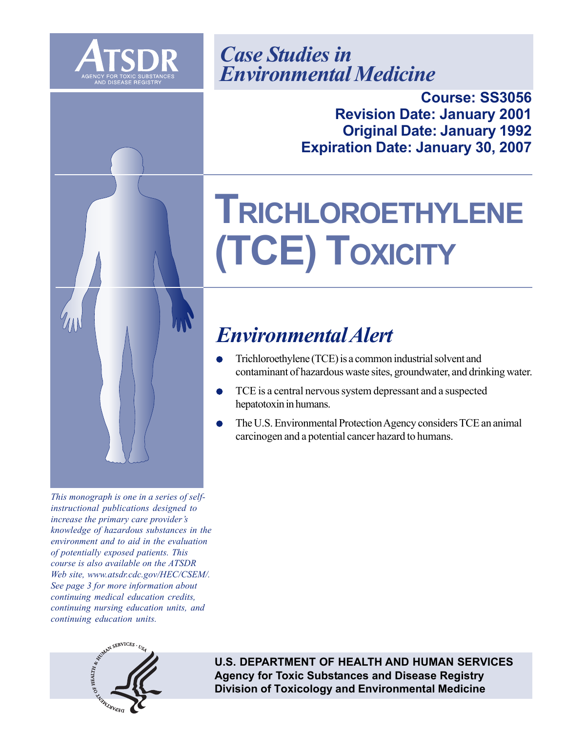ATSDR

AGENCY FOR TOXIC SUBSTANCES AND DISEASE REGISTRY

*Case Studies in Environmental Medicine*

**Course: SS3056**
**Revision Date: January 2001**
**Original Date: January 1992**
**Expiration Date: January 30, 2007**

# TRICHLOROETHYLENE (TCE) TOXICITY

## *Environmental Alert*

- Trichloroethylene (TCE) is a common industrial solvent and contaminant of hazardous waste sites, groundwater, and drinking water.
- TCE is a central nervous system depressant and a suspected hepatotoxin in humans.
- The U.S. Environmental Protection Agency considers TCE an animal carcinogen and a potential cancer hazard to humans.

*This monograph is one in a series of self-instructional publications designed to increase the primary care provider's knowledge of hazardous substances in the environment and to aid in the evaluation of potentially exposed patients. This course is also available on the ATSDR Web site, www.atsdr.cdc.gov/HEC/CSEM/. See page 3 for more information about continuing medical education credits, continuing nursing education units, and continuing education units.*

**U.S. DEPARTMENT OF HEALTH AND HUMAN SERVICES**
**Agency for Toxic Substances and Disease Registry**
**Division of Toxicology and Environmental Medicine**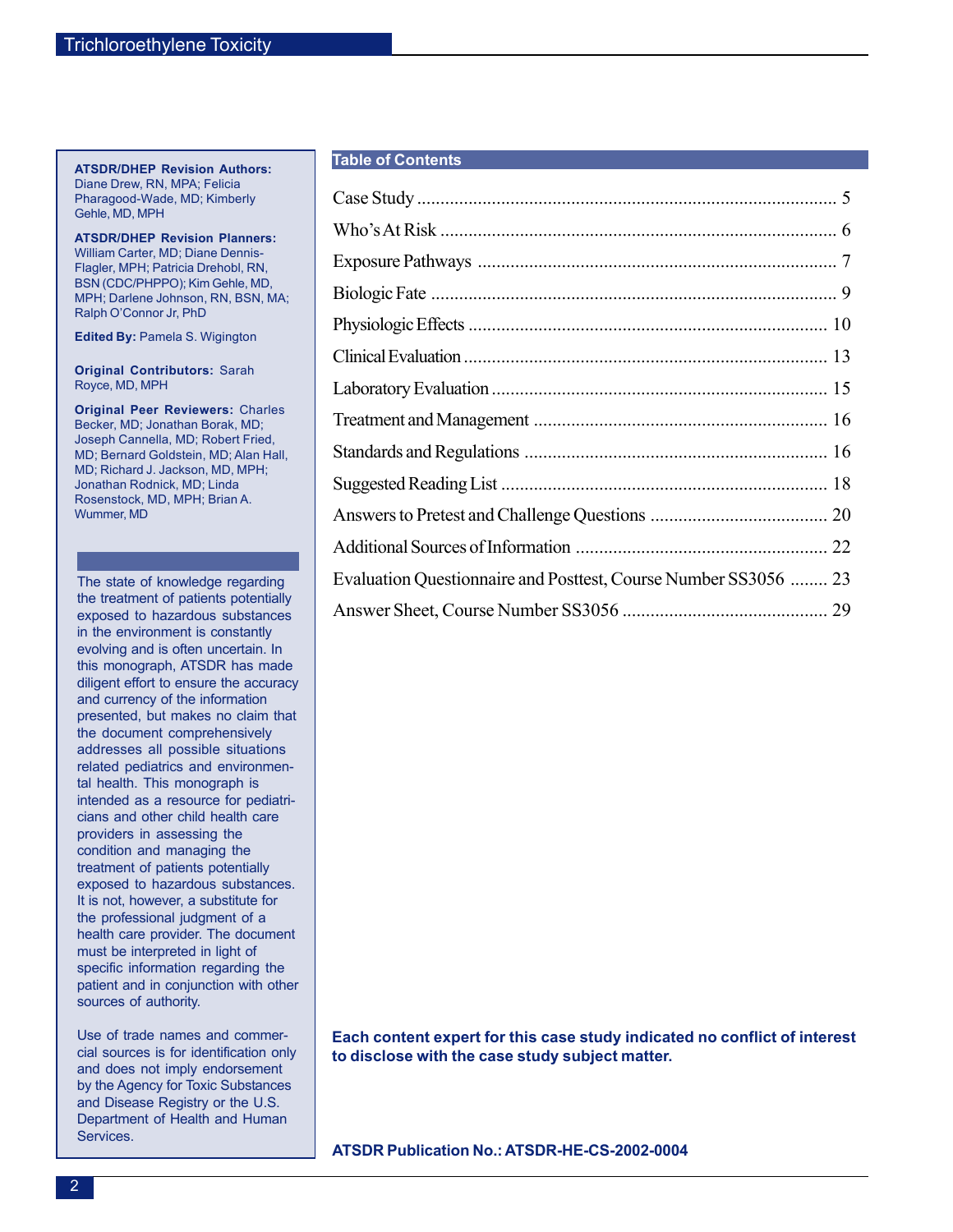**ATSDR/DHEP Revision Authors:** Diane Drew, RN, MPA; Felicia Pharagood-Wade, MD; Kimberly Gehle, MD, MPH

**ATSDR/DHEP Revision Planners:** William Carter, MD; Diane Dennis-Flagler, MPH; Patricia Drehobl, RN, BSN (CDC/PHPPO); Kim Gehle, MD, MPH; Darlene Johnson, RN, BSN, MA; Ralph O'Connor Jr, PhD

**Edited By:** Pamela S. Wigington

**Original Contributors:** Sarah Royce, MD, MPH

**Original Peer Reviewers:** Charles Becker, MD; Jonathan Borak, MD; Joseph Cannella, MD; Robert Fried, MD; Bernard Goldstein, MD; Alan Hall, MD; Richard J. Jackson, MD, MPH; Jonathan Rodnick, MD; Linda Rosenstock, MD, MPH; Brian A. Wummer, MD

The state of knowledge regarding the treatment of patients potentially exposed to hazardous substances in the environment is constantly evolving and is often uncertain. In this monograph, ATSDR has made diligent effort to ensure the accuracy and currency of the information presented, but makes no claim that the document comprehensively addresses all possible situations related pediatrics and environmental health. This monograph is intended as a resource for pediatricians and other child health care providers in assessing the condition and managing the treatment of patients potentially exposed to hazardous substances. It is not, however, a substitute for the professional judgment of a health care provider. The document must be interpreted in light of specific information regarding the patient and in conjunction with other sources of authority.

Use of trade names and commercial sources is for identification only and does not imply endorsement by the Agency for Toxic Substances and Disease Registry or the U.S. Department of Health and Human Services.

## Table of Contents

| Section | Page |
|---|---|
| Case Study | 5 |
| Who's At Risk | 6 |
| Exposure Pathways | 7 |
| Biologic Fate | 9 |
| Physiologic Effects | 10 |
| Clinical Evaluation | 13 |
| Laboratory Evaluation | 15 |
| Treatment and Management | 16 |
| Standards and Regulations | 16 |
| Suggested Reading List | 18 |
| Answers to Pretest and Challenge Questions | 20 |
| Additional Sources of Information | 22 |
| Evaluation Questionnaire and Posttest, Course Number SS3056 | 23 |
| Answer Sheet, Course Number SS3056 | 29 |

**Each content expert for this case study indicated no conflict of interest to disclose with the case study subject matter.**

**ATSDR Publication No.: ATSDR-HE-CS-2002-0004**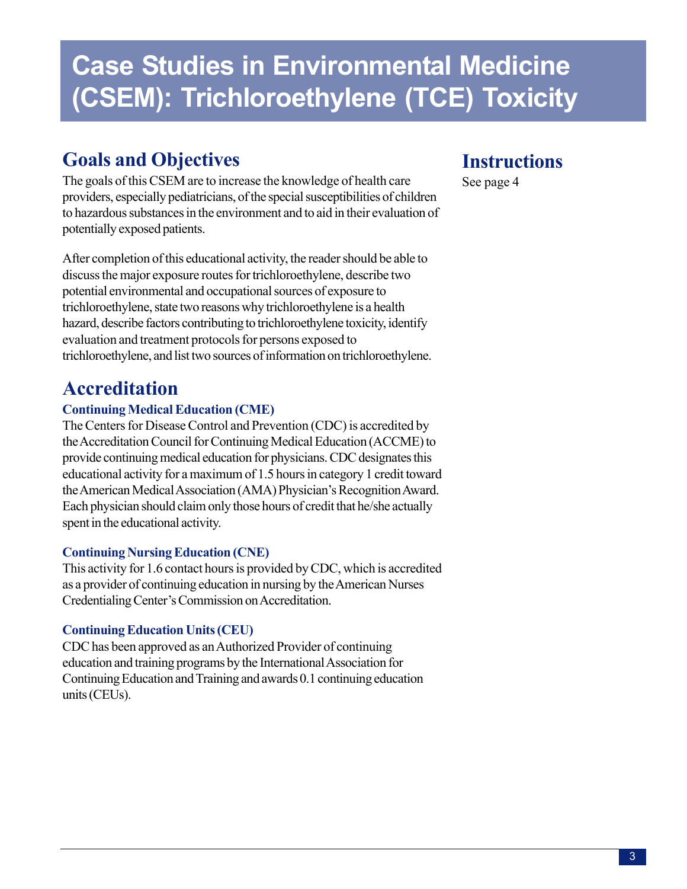# Case Studies in Environmental Medicine (CSEM): Trichloroethylene (TCE) Toxicity

## Goals and Objectives

The goals of this CSEM are to increase the knowledge of health care providers, especially pediatricians, of the special susceptibilities of children to hazardous substances in the environment and to aid in their evaluation of potentially exposed patients.

After completion of this educational activity, the reader should be able to discuss the major exposure routes for trichloroethylene, describe two potential environmental and occupational sources of exposure to trichloroethylene, state two reasons why trichloroethylene is a health hazard, describe factors contributing to trichloroethylene toxicity, identify evaluation and treatment protocols for persons exposed to trichloroethylene, and list two sources of information on trichloroethylene.

## Accreditation

### Continuing Medical Education (CME)

The Centers for Disease Control and Prevention (CDC) is accredited by the Accreditation Council for Continuing Medical Education (ACCME) to provide continuing medical education for physicians. CDC designates this educational activity for a maximum of 1.5 hours in category 1 credit toward the American Medical Association (AMA) Physician's Recognition Award. Each physician should claim only those hours of credit that he/she actually spent in the educational activity.

### Continuing Nursing Education (CNE)

This activity for 1.6 contact hours is provided by CDC, which is accredited as a provider of continuing education in nursing by the American Nurses Credentialing Center's Commission on Accreditation.

### Continuing Education Units (CEU)

CDC has been approved as an Authorized Provider of continuing education and training programs by the International Association for Continuing Education and Training and awards 0.1 continuing education units (CEUs).

## Instructions

See page 4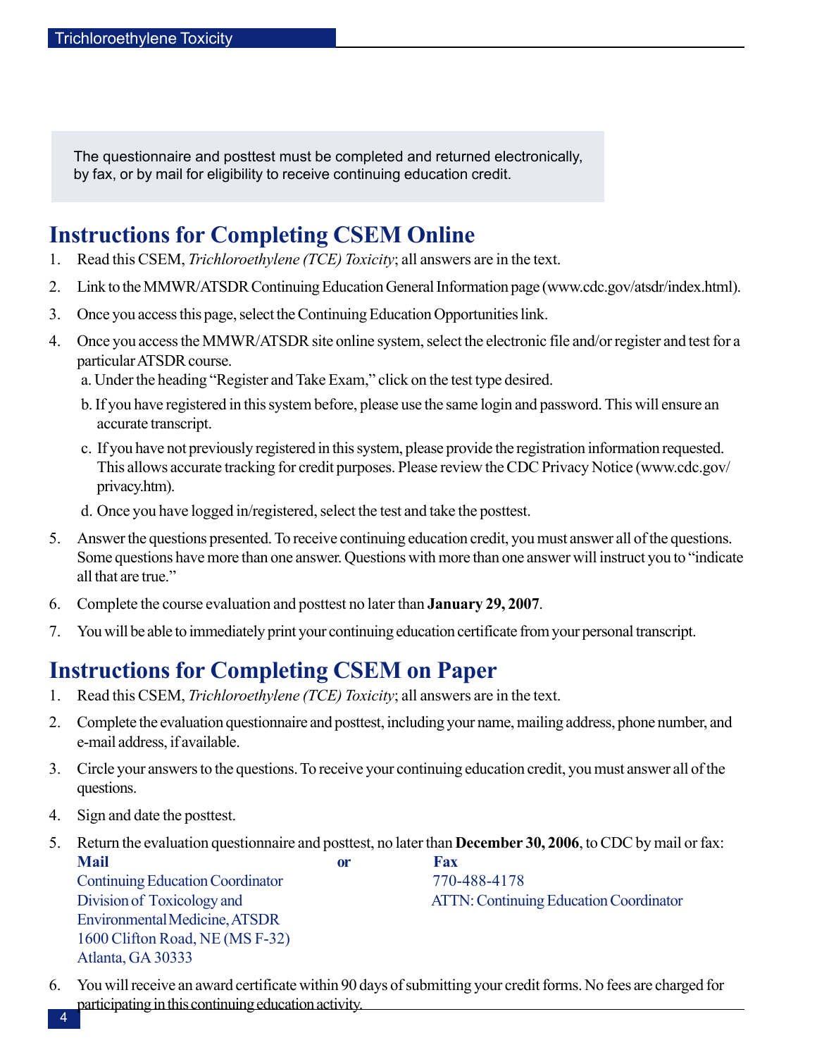The questionnaire and posttest must be completed and returned electronically, by fax, or by mail for eligibility to receive continuing education credit.

## Instructions for Completing CSEM Online

1. Read this CSEM, *Trichloroethylene (TCE) Toxicity*; all answers are in the text.
2. Link to the MMWR/ATSDR Continuing Education General Information page (www.cdc.gov/atsdr/index.html).
3. Once you access this page, select the Continuing Education Opportunities link.
4. Once you access the MMWR/ATSDR site online system, select the electronic file and/or register and test for a particular ATSDR course.
   a. Under the heading "Register and Take Exam," click on the test type desired.
   b. If you have registered in this system before, please use the same login and password. This will ensure an accurate transcript.
   c. If you have not previously registered in this system, please provide the registration information requested. This allows accurate tracking for credit purposes. Please review the CDC Privacy Notice (www.cdc.gov/privacy.htm).
   d. Once you have logged in/registered, select the test and take the posttest.
5. Answer the questions presented. To receive continuing education credit, you must answer all of the questions. Some questions have more than one answer. Questions with more than one answer will instruct you to "indicate all that are true."
6. Complete the course evaluation and posttest no later than **January 29, 2007**.
7. You will be able to immediately print your continuing education certificate from your personal transcript.

## Instructions for Completing CSEM on Paper

1. Read this CSEM, *Trichloroethylene (TCE) Toxicity*; all answers are in the text.
2. Complete the evaluation questionnaire and posttest, including your name, mailing address, phone number, and e-mail address, if available.
3. Circle your answers to the questions. To receive your continuing education credit, you must answer all of the questions.
4. Sign and date the posttest.
5. Return the evaluation questionnaire and posttest, no later than **December 30, 2006**, to CDC by mail or fax:

   **Mail**
   Continuing Education Coordinator
   Division of Toxicology and Environmental Medicine, ATSDR
   1600 Clifton Road, NE (MS F-32)
   Atlanta, GA 30333

   **or**

   **Fax**
   770-488-4178
   ATTN: Continuing Education Coordinator

6. You will receive an award certificate within 90 days of submitting your credit forms. No fees are charged for participating in this continuing education activity.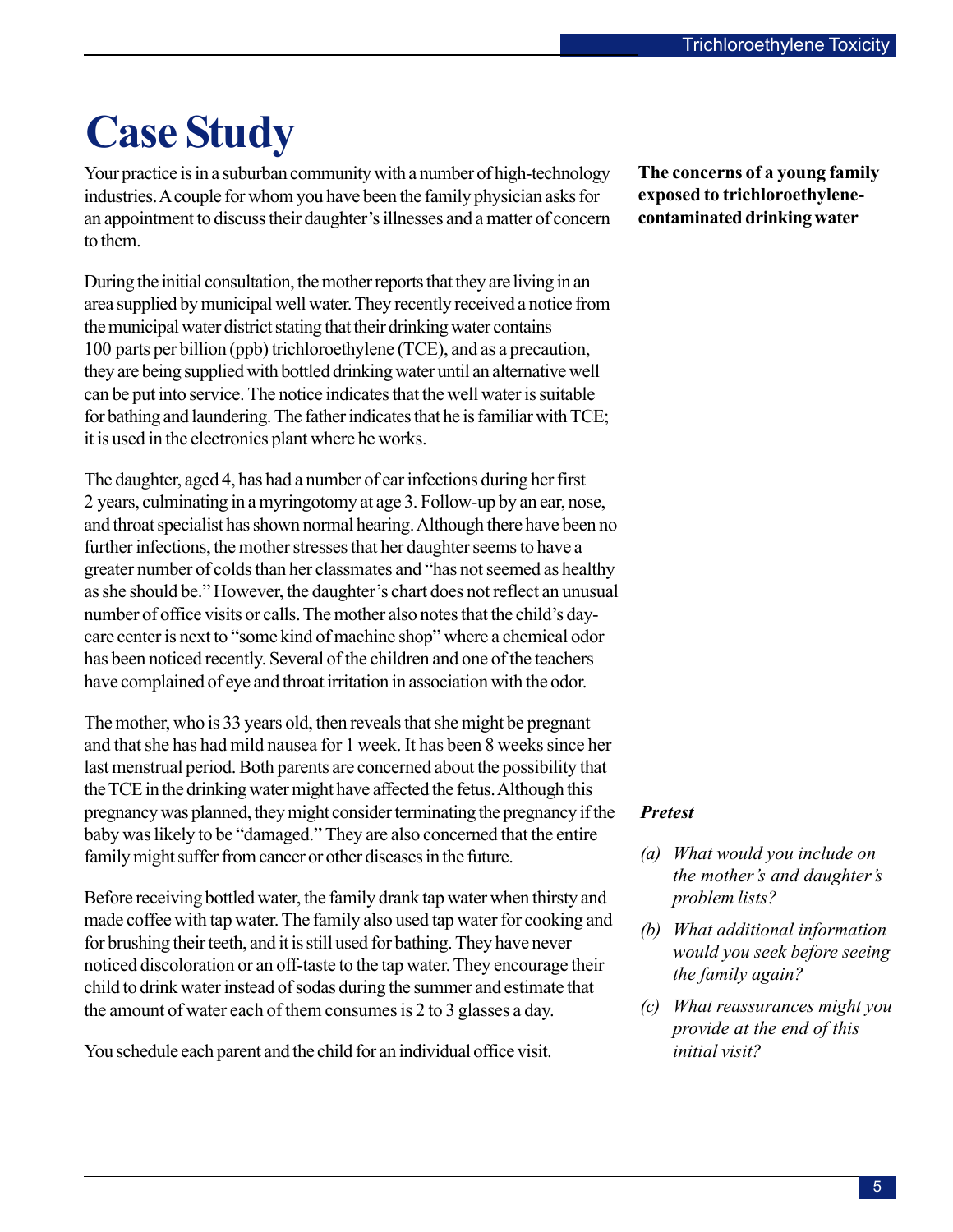# Case Study

**The concerns of a young family exposed to trichloroethylene-contaminated drinking water**

Your practice is in a suburban community with a number of high-technology industries. A couple for whom you have been the family physician asks for an appointment to discuss their daughter's illnesses and a matter of concern to them.

During the initial consultation, the mother reports that they are living in an area supplied by municipal well water. They recently received a notice from the municipal water district stating that their drinking water contains 100 parts per billion (ppb) trichloroethylene (TCE), and as a precaution, they are being supplied with bottled drinking water until an alternative well can be put into service. The notice indicates that the well water is suitable for bathing and laundering. The father indicates that he is familiar with TCE; it is used in the electronics plant where he works.

The daughter, aged 4, has had a number of ear infections during her first 2 years, culminating in a myringotomy at age 3. Follow-up by an ear, nose, and throat specialist has shown normal hearing. Although there have been no further infections, the mother stresses that her daughter seems to have a greater number of colds than her classmates and "has not seemed as healthy as she should be." However, the daughter's chart does not reflect an unusual number of office visits or calls. The mother also notes that the child's day-care center is next to "some kind of machine shop" where a chemical odor has been noticed recently. Several of the children and one of the teachers have complained of eye and throat irritation in association with the odor.

The mother, who is 33 years old, then reveals that she might be pregnant and that she has had mild nausea for 1 week. It has been 8 weeks since her last menstrual period. Both parents are concerned about the possibility that the TCE in the drinking water might have affected the fetus. Although this pregnancy was planned, they might consider terminating the pregnancy if the baby was likely to be "damaged." They are also concerned that the entire family might suffer from cancer or other diseases in the future.

Before receiving bottled water, the family drank tap water when thirsty and made coffee with tap water. The family also used tap water for cooking and for brushing their teeth, and it is still used for bathing. They have never noticed discoloration or an off-taste to the tap water. They encourage their child to drink water instead of sodas during the summer and estimate that the amount of water each of them consumes is 2 to 3 glasses a day.

You schedule each parent and the child for an individual office visit.

***Pretest***

*(a) What would you include on the mother's and daughter's problem lists?*

*(b) What additional information would you seek before seeing the family again?*

*(c) What reassurances might you provide at the end of this initial visit?*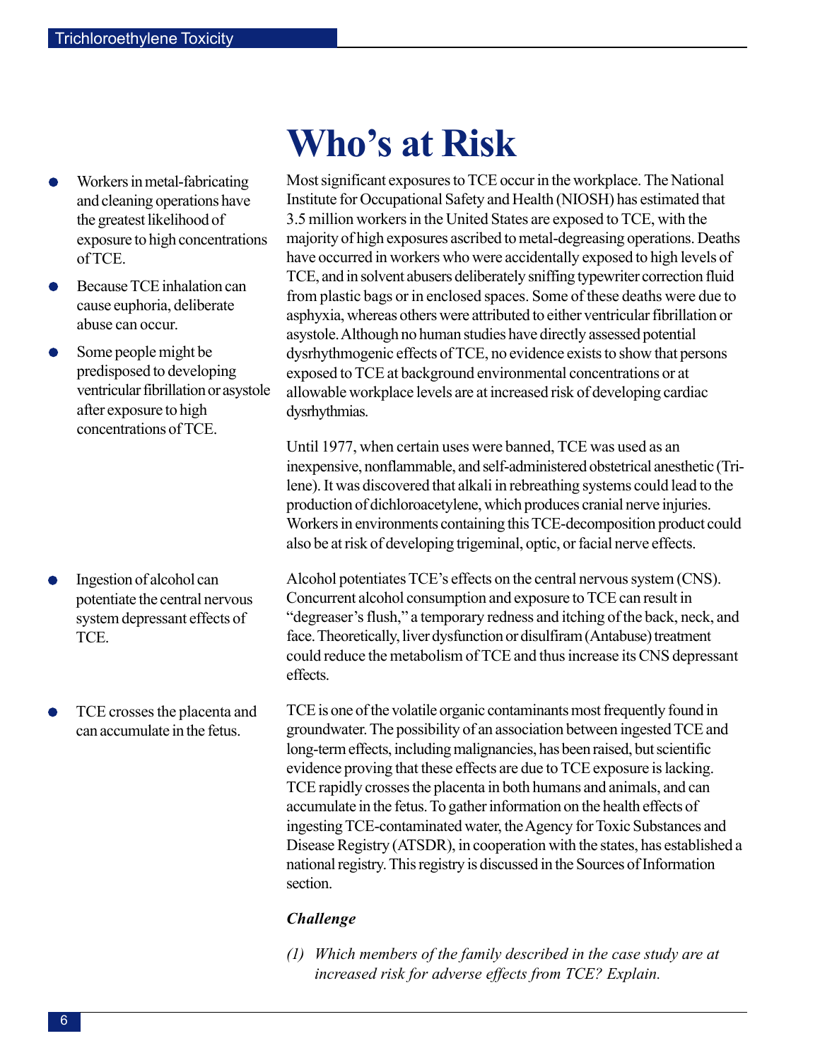# Who's at Risk

- Workers in metal-fabricating and cleaning operations have the greatest likelihood of exposure to high concentrations of TCE.
- Because TCE inhalation can cause euphoria, deliberate abuse can occur.
- Some people might be predisposed to developing ventricular fibrillation or asystole after exposure to high concentrations of TCE.

Most significant exposures to TCE occur in the workplace. The National Institute for Occupational Safety and Health (NIOSH) has estimated that 3.5 million workers in the United States are exposed to TCE, with the majority of high exposures ascribed to metal-degreasing operations. Deaths have occurred in workers who were accidentally exposed to high levels of TCE, and in solvent abusers deliberately sniffing typewriter correction fluid from plastic bags or in enclosed spaces. Some of these deaths were due to asphyxia, whereas others were attributed to either ventricular fibrillation or asystole. Although no human studies have directly assessed potential dysrhythmogenic effects of TCE, no evidence exists to show that persons exposed to TCE at background environmental concentrations or at allowable workplace levels are at increased risk of developing cardiac dysrhythmias.

Until 1977, when certain uses were banned, TCE was used as an inexpensive, nonflammable, and self-administered obstetrical anesthetic (Trilene). It was discovered that alkali in rebreathing systems could lead to the production of dichloroacetylene, which produces cranial nerve injuries. Workers in environments containing this TCE-decomposition product could also be at risk of developing trigeminal, optic, or facial nerve effects.

- Ingestion of alcohol can potentiate the central nervous system depressant effects of TCE.

Alcohol potentiates TCE's effects on the central nervous system (CNS). Concurrent alcohol consumption and exposure to TCE can result in "degreaser's flush," a temporary redness and itching of the back, neck, and face. Theoretically, liver dysfunction or disulfiram (Antabuse) treatment could reduce the metabolism of TCE and thus increase its CNS depressant effects.

- TCE crosses the placenta and can accumulate in the fetus.

TCE is one of the volatile organic contaminants most frequently found in groundwater. The possibility of an association between ingested TCE and long-term effects, including malignancies, has been raised, but scientific evidence proving that these effects are due to TCE exposure is lacking. TCE rapidly crosses the placenta in both humans and animals, and can accumulate in the fetus. To gather information on the health effects of ingesting TCE-contaminated water, the Agency for Toxic Substances and Disease Registry (ATSDR), in cooperation with the states, has established a national registry. This registry is discussed in the Sources of Information section.

***Challenge***

*(1) Which members of the family described in the case study are at increased risk for adverse effects from TCE? Explain.*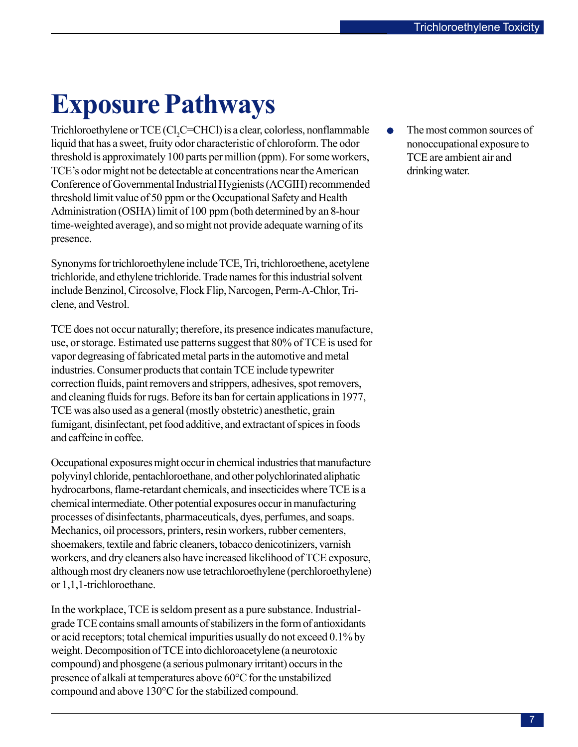# Exposure Pathways

- The most common sources of nonoccupational exposure to TCE are ambient air and drinking water.

Trichloroethylene or TCE ($Cl_2C=CHCl$) is a clear, colorless, nonflammable liquid that has a sweet, fruity odor characteristic of chloroform. The odor threshold is approximately 100 parts per million (ppm). For some workers, TCE's odor might not be detectable at concentrations near the American Conference of Governmental Industrial Hygienists (ACGIH) recommended threshold limit value of 50 ppm or the Occupational Safety and Health Administration (OSHA) limit of 100 ppm (both determined by an 8-hour time-weighted average), and so might not provide adequate warning of its presence.

Synonyms for trichloroethylene include TCE, Tri, trichloroethene, acetylene trichloride, and ethylene trichloride. Trade names for this industrial solvent include Benzinol, Circosolve, Flock Flip, Narcogen, Perm-A-Chlor, Triclene, and Vestrol.

TCE does not occur naturally; therefore, its presence indicates manufacture, use, or storage. Estimated use patterns suggest that 80% of TCE is used for vapor degreasing of fabricated metal parts in the automotive and metal industries. Consumer products that contain TCE include typewriter correction fluids, paint removers and strippers, adhesives, spot removers, and cleaning fluids for rugs. Before its ban for certain applications in 1977, TCE was also used as a general (mostly obstetric) anesthetic, grain fumigant, disinfectant, pet food additive, and extractant of spices in foods and caffeine in coffee.

Occupational exposures might occur in chemical industries that manufacture polyvinyl chloride, pentachloroethane, and other polychlorinated aliphatic hydrocarbons, flame-retardant chemicals, and insecticides where TCE is a chemical intermediate. Other potential exposures occur in manufacturing processes of disinfectants, pharmaceuticals, dyes, perfumes, and soaps. Mechanics, oil processors, printers, resin workers, rubber cementers, shoemakers, textile and fabric cleaners, tobacco denicotinizers, varnish workers, and dry cleaners also have increased likelihood of TCE exposure, although most dry cleaners now use tetrachloroethylene (perchloroethylene) or 1,1,1-trichloroethane.

In the workplace, TCE is seldom present as a pure substance. Industrial-grade TCE contains small amounts of stabilizers in the form of antioxidants or acid receptors; total chemical impurities usually do not exceed 0.1% by weight. Decomposition of TCE into dichloroacetylene (a neurotoxic compound) and phosgene (a serious pulmonary irritant) occurs in the presence of alkali at temperatures above 60°C for the unstabilized compound and above 130°C for the stabilized compound.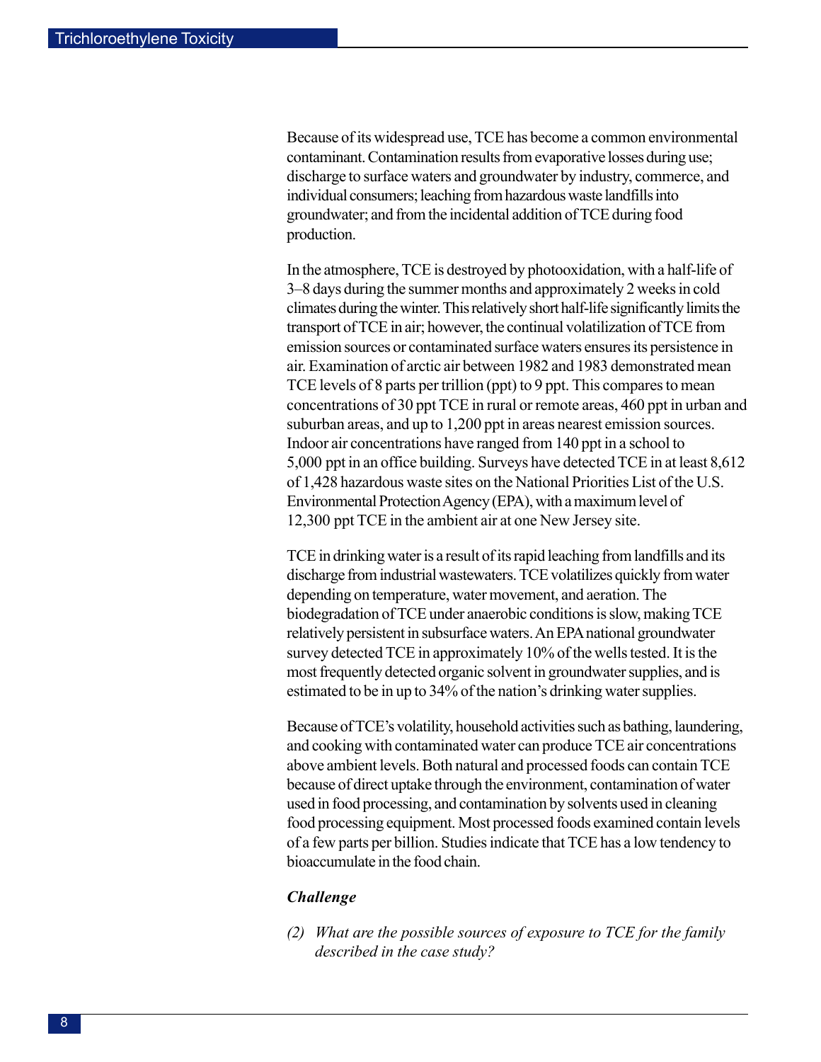Because of its widespread use, TCE has become a common environmental contaminant. Contamination results from evaporative losses during use; discharge to surface waters and groundwater by industry, commerce, and individual consumers; leaching from hazardous waste landfills into groundwater; and from the incidental addition of TCE during food production.

In the atmosphere, TCE is destroyed by photooxidation, with a half-life of 3–8 days during the summer months and approximately 2 weeks in cold climates during the winter. This relatively short half-life significantly limits the transport of TCE in air; however, the continual volatilization of TCE from emission sources or contaminated surface waters ensures its persistence in air. Examination of arctic air between 1982 and 1983 demonstrated mean TCE levels of 8 parts per trillion (ppt) to 9 ppt. This compares to mean concentrations of 30 ppt TCE in rural or remote areas, 460 ppt in urban and suburban areas, and up to 1,200 ppt in areas nearest emission sources. Indoor air concentrations have ranged from 140 ppt in a school to 5,000 ppt in an office building. Surveys have detected TCE in at least 8,612 of 1,428 hazardous waste sites on the National Priorities List of the U.S. Environmental Protection Agency (EPA), with a maximum level of 12,300 ppt TCE in the ambient air at one New Jersey site.

TCE in drinking water is a result of its rapid leaching from landfills and its discharge from industrial wastewaters. TCE volatilizes quickly from water depending on temperature, water movement, and aeration. The biodegradation of TCE under anaerobic conditions is slow, making TCE relatively persistent in subsurface waters. An EPA national groundwater survey detected TCE in approximately 10% of the wells tested. It is the most frequently detected organic solvent in groundwater supplies, and is estimated to be in up to 34% of the nation's drinking water supplies.

Because of TCE's volatility, household activities such as bathing, laundering, and cooking with contaminated water can produce TCE air concentrations above ambient levels. Both natural and processed foods can contain TCE because of direct uptake through the environment, contamination of water used in food processing, and contamination by solvents used in cleaning food processing equipment. Most processed foods examined contain levels of a few parts per billion. Studies indicate that TCE has a low tendency to bioaccumulate in the food chain.

***Challenge***

*(2) What are the possible sources of exposure to TCE for the family described in the case study?*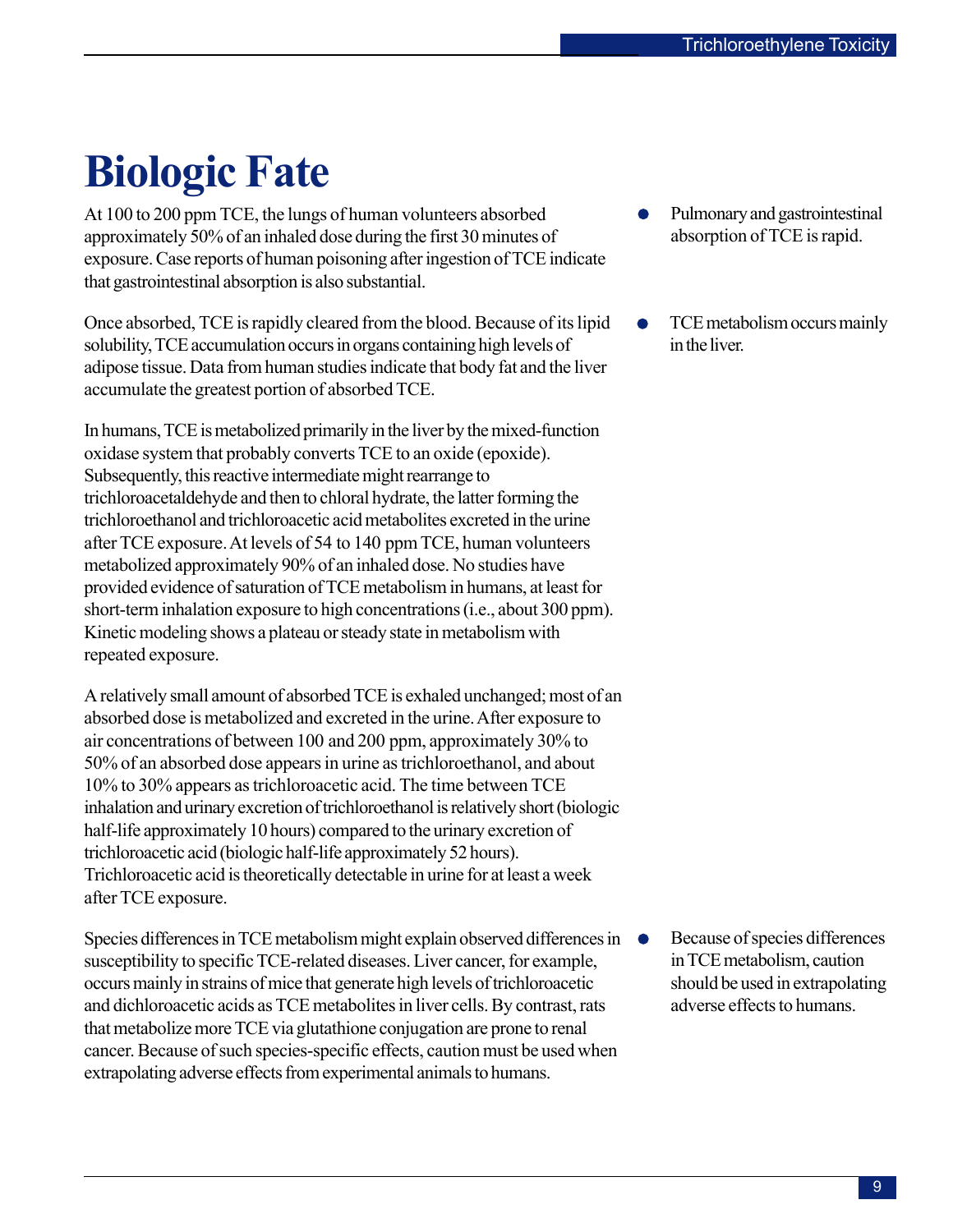# Biologic Fate

- Pulmonary and gastrointestinal absorption of TCE is rapid.

At 100 to 200 ppm TCE, the lungs of human volunteers absorbed approximately 50% of an inhaled dose during the first 30 minutes of exposure. Case reports of human poisoning after ingestion of TCE indicate that gastrointestinal absorption is also substantial.

- TCE metabolism occurs mainly in the liver.

Once absorbed, TCE is rapidly cleared from the blood. Because of its lipid solubility, TCE accumulation occurs in organs containing high levels of adipose tissue. Data from human studies indicate that body fat and the liver accumulate the greatest portion of absorbed TCE.

In humans, TCE is metabolized primarily in the liver by the mixed-function oxidase system that probably converts TCE to an oxide (epoxide). Subsequently, this reactive intermediate might rearrange to trichloroacetaldehyde and then to chloral hydrate, the latter forming the trichloroethanol and trichloroacetic acid metabolites excreted in the urine after TCE exposure. At levels of 54 to 140 ppm TCE, human volunteers metabolized approximately 90% of an inhaled dose. No studies have provided evidence of saturation of TCE metabolism in humans, at least for short-term inhalation exposure to high concentrations (i.e., about 300 ppm). Kinetic modeling shows a plateau or steady state in metabolism with repeated exposure.

A relatively small amount of absorbed TCE is exhaled unchanged; most of an absorbed dose is metabolized and excreted in the urine. After exposure to air concentrations of between 100 and 200 ppm, approximately 30% to 50% of an absorbed dose appears in urine as trichloroethanol, and about 10% to 30% appears as trichloroacetic acid. The time between TCE inhalation and urinary excretion of trichloroethanol is relatively short (biologic half-life approximately 10 hours) compared to the urinary excretion of trichloroacetic acid (biologic half-life approximately 52 hours). Trichloroacetic acid is theoretically detectable in urine for at least a week after TCE exposure.

- Because of species differences in TCE metabolism, caution should be used in extrapolating adverse effects to humans.

Species differences in TCE metabolism might explain observed differences in susceptibility to specific TCE-related diseases. Liver cancer, for example, occurs mainly in strains of mice that generate high levels of trichloroacetic and dichloroacetic acids as TCE metabolites in liver cells. By contrast, rats that metabolize more TCE via glutathione conjugation are prone to renal cancer. Because of such species-specific effects, caution must be used when extrapolating adverse effects from experimental animals to humans.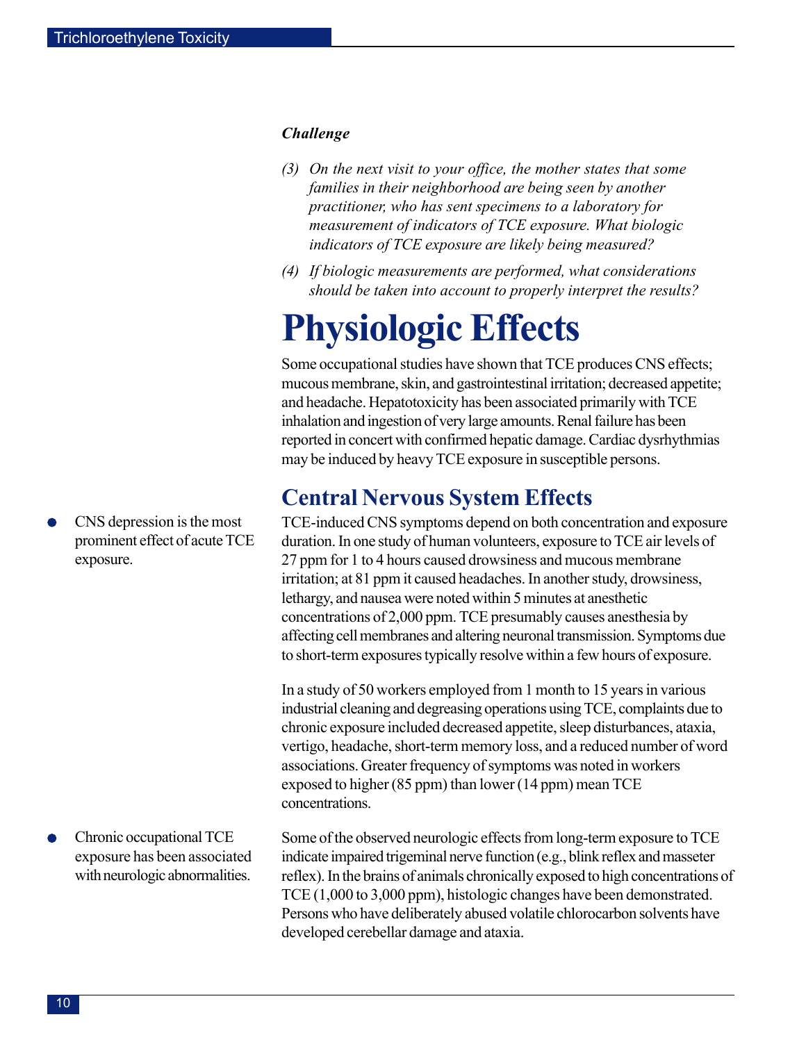*Challenge*

*(3) On the next visit to your office, the mother states that some families in their neighborhood are being seen by another practitioner, who has sent specimens to a laboratory for measurement of indicators of TCE exposure. What biologic indicators of TCE exposure are likely being measured?*

*(4) If biologic measurements are performed, what considerations should be taken into account to properly interpret the results?*

# Physiologic Effects

Some occupational studies have shown that TCE produces CNS effects; mucous membrane, skin, and gastrointestinal irritation; decreased appetite; and headache. Hepatotoxicity has been associated primarily with TCE inhalation and ingestion of very large amounts. Renal failure has been reported in concert with confirmed hepatic damage. Cardiac dysrhythmias may be induced by heavy TCE exposure in susceptible persons.

## Central Nervous System Effects

- CNS depression is the most prominent effect of acute TCE exposure.

TCE-induced CNS symptoms depend on both concentration and exposure duration. In one study of human volunteers, exposure to TCE air levels of 27 ppm for 1 to 4 hours caused drowsiness and mucous membrane irritation; at 81 ppm it caused headaches. In another study, drowsiness, lethargy, and nausea were noted within 5 minutes at anesthetic concentrations of 2,000 ppm. TCE presumably causes anesthesia by affecting cell membranes and altering neuronal transmission. Symptoms due to short-term exposures typically resolve within a few hours of exposure.

In a study of 50 workers employed from 1 month to 15 years in various industrial cleaning and degreasing operations using TCE, complaints due to chronic exposure included decreased appetite, sleep disturbances, ataxia, vertigo, headache, short-term memory loss, and a reduced number of word associations. Greater frequency of symptoms was noted in workers exposed to higher (85 ppm) than lower (14 ppm) mean TCE concentrations.

- Chronic occupational TCE exposure has been associated with neurologic abnormalities.

Some of the observed neurologic effects from long-term exposure to TCE indicate impaired trigeminal nerve function (e.g., blink reflex and masseter reflex). In the brains of animals chronically exposed to high concentrations of TCE (1,000 to 3,000 ppm), histologic changes have been demonstrated. Persons who have deliberately abused volatile chlorocarbon solvents have developed cerebellar damage and ataxia.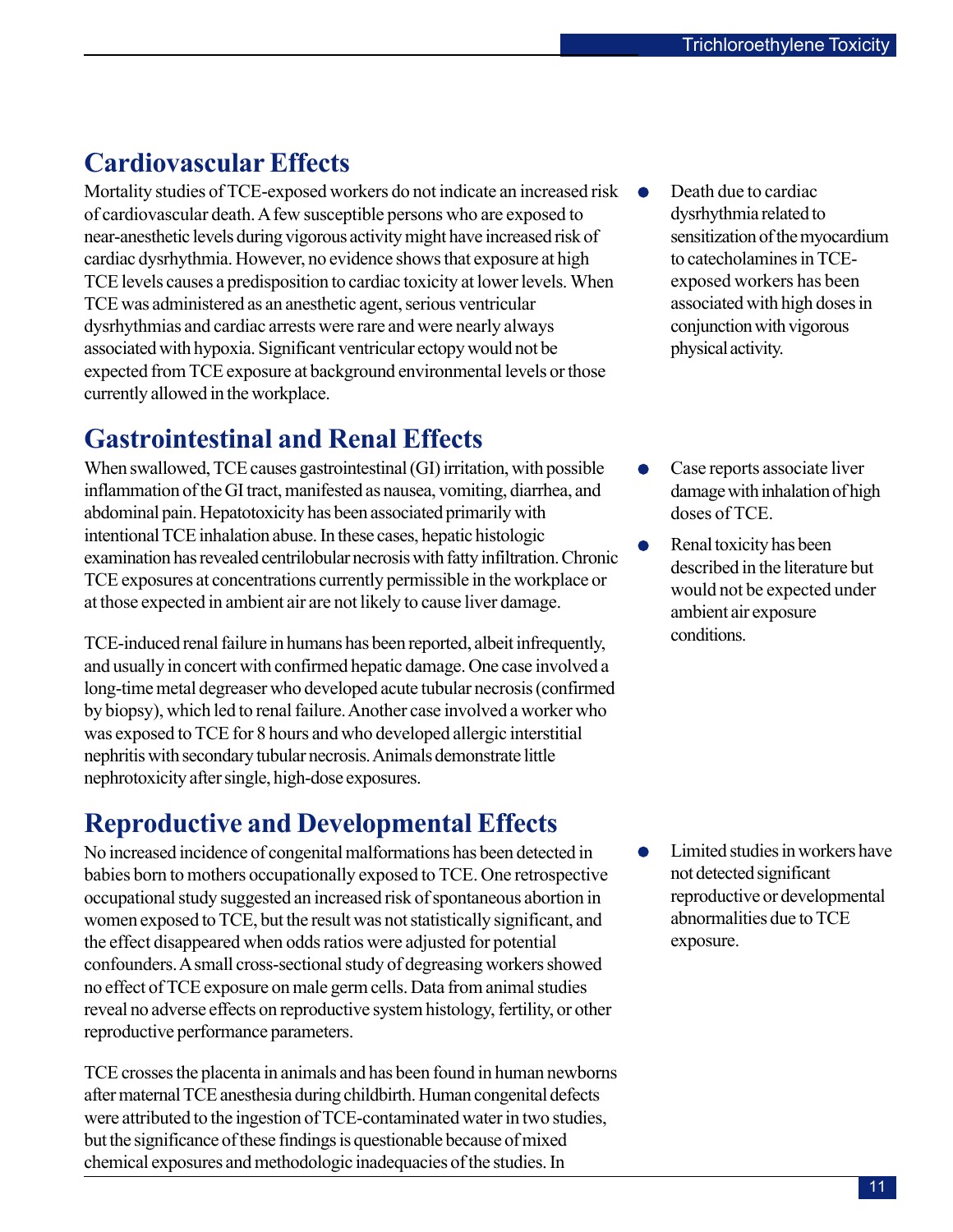## Cardiovascular Effects

Mortality studies of TCE-exposed workers do not indicate an increased risk of cardiovascular death. A few susceptible persons who are exposed to near-anesthetic levels during vigorous activity might have increased risk of cardiac dysrhythmia. However, no evidence shows that exposure at high TCE levels causes a predisposition to cardiac toxicity at lower levels. When TCE was administered as an anesthetic agent, serious ventricular dysrhythmias and cardiac arrests were rare and were nearly always associated with hypoxia. Significant ventricular ectopy would not be expected from TCE exposure at background environmental levels or those currently allowed in the workplace.

- Death due to cardiac dysrhythmia related to sensitization of the myocardium to catecholamines in TCE-exposed workers has been associated with high doses in conjunction with vigorous physical activity.

## Gastrointestinal and Renal Effects

When swallowed, TCE causes gastrointestinal (GI) irritation, with possible inflammation of the GI tract, manifested as nausea, vomiting, diarrhea, and abdominal pain. Hepatotoxicity has been associated primarily with intentional TCE inhalation abuse. In these cases, hepatic histologic examination has revealed centrilobular necrosis with fatty infiltration. Chronic TCE exposures at concentrations currently permissible in the workplace or at those expected in ambient air are not likely to cause liver damage.

TCE-induced renal failure in humans has been reported, albeit infrequently, and usually in concert with confirmed hepatic damage. One case involved a long-time metal degreaser who developed acute tubular necrosis (confirmed by biopsy), which led to renal failure. Another case involved a worker who was exposed to TCE for 8 hours and who developed allergic interstitial nephritis with secondary tubular necrosis. Animals demonstrate little nephrotoxicity after single, high-dose exposures.

- Case reports associate liver damage with inhalation of high doses of TCE.
- Renal toxicity has been described in the literature but would not be expected under ambient air exposure conditions.

## Reproductive and Developmental Effects

No increased incidence of congenital malformations has been detected in babies born to mothers occupationally exposed to TCE. One retrospective occupational study suggested an increased risk of spontaneous abortion in women exposed to TCE, but the result was not statistically significant, and the effect disappeared when odds ratios were adjusted for potential confounders. A small cross-sectional study of degreasing workers showed no effect of TCE exposure on male germ cells. Data from animal studies reveal no adverse effects on reproductive system histology, fertility, or other reproductive performance parameters.

- Limited studies in workers have not detected significant reproductive or developmental abnormalities due to TCE exposure.

TCE crosses the placenta in animals and has been found in human newborns after maternal TCE anesthesia during childbirth. Human congenital defects were attributed to the ingestion of TCE-contaminated water in two studies, but the significance of these findings is questionable because of mixed chemical exposures and methodologic inadequacies of the studies. In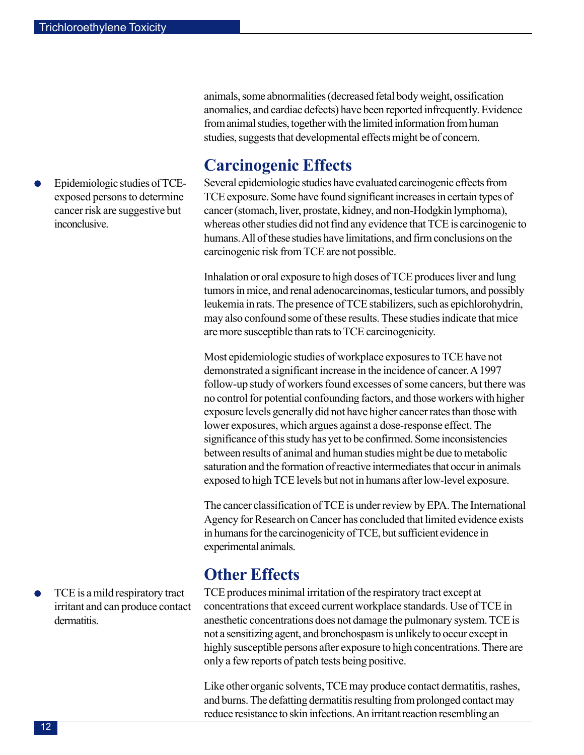animals, some abnormalities (decreased fetal body weight, ossification anomalies, and cardiac defects) have been reported infrequently. Evidence from animal studies, together with the limited information from human studies, suggests that developmental effects might be of concern.

## Carcinogenic Effects

- Epidemiologic studies of TCE-exposed persons to determine cancer risk are suggestive but inconclusive.

Several epidemiologic studies have evaluated carcinogenic effects from TCE exposure. Some have found significant increases in certain types of cancer (stomach, liver, prostate, kidney, and non-Hodgkin lymphoma), whereas other studies did not find any evidence that TCE is carcinogenic to humans. All of these studies have limitations, and firm conclusions on the carcinogenic risk from TCE are not possible.

Inhalation or oral exposure to high doses of TCE produces liver and lung tumors in mice, and renal adenocarcinomas, testicular tumors, and possibly leukemia in rats. The presence of TCE stabilizers, such as epichlorohydrin, may also confound some of these results. These studies indicate that mice are more susceptible than rats to TCE carcinogenicity.

Most epidemiologic studies of workplace exposures to TCE have not demonstrated a significant increase in the incidence of cancer. A 1997 follow-up study of workers found excesses of some cancers, but there was no control for potential confounding factors, and those workers with higher exposure levels generally did not have higher cancer rates than those with lower exposures, which argues against a dose-response effect. The significance of this study has yet to be confirmed. Some inconsistencies between results of animal and human studies might be due to metabolic saturation and the formation of reactive intermediates that occur in animals exposed to high TCE levels but not in humans after low-level exposure.

The cancer classification of TCE is under review by EPA. The International Agency for Research on Cancer has concluded that limited evidence exists in humans for the carcinogenicity of TCE, but sufficient evidence in experimental animals.

## Other Effects

- TCE is a mild respiratory tract irritant and can produce contact dermatitis.

TCE produces minimal irritation of the respiratory tract except at concentrations that exceed current workplace standards. Use of TCE in anesthetic concentrations does not damage the pulmonary system. TCE is not a sensitizing agent, and bronchospasm is unlikely to occur except in highly susceptible persons after exposure to high concentrations. There are only a few reports of patch tests being positive.

Like other organic solvents, TCE may produce contact dermatitis, rashes, and burns. The defatting dermatitis resulting from prolonged contact may reduce resistance to skin infections. An irritant reaction resembling an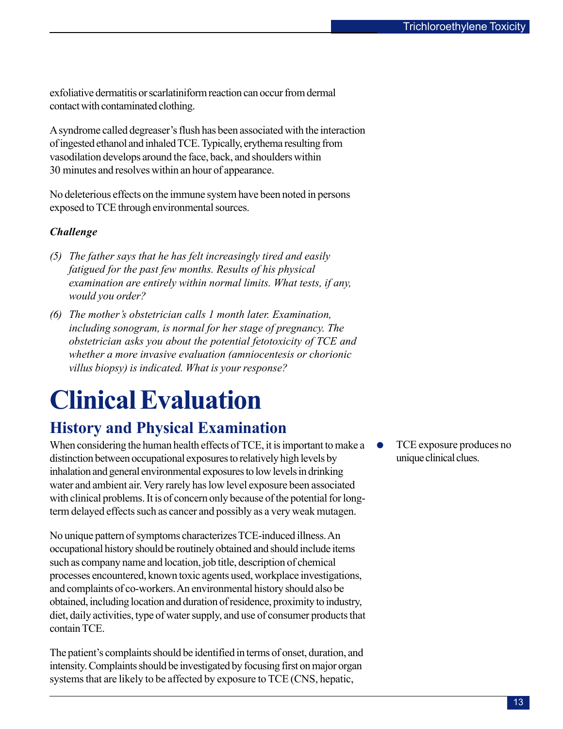exfoliative dermatitis or scarlatiniform reaction can occur from dermal contact with contaminated clothing.

A syndrome called degreaser's flush has been associated with the interaction of ingested ethanol and inhaled TCE. Typically, erythema resulting from vasodilation develops around the face, back, and shoulders within 30 minutes and resolves within an hour of appearance.

No deleterious effects on the immune system have been noted in persons exposed to TCE through environmental sources.

***Challenge***

*(5) The father says that he has felt increasingly tired and easily fatigued for the past few months. Results of his physical examination are entirely within normal limits. What tests, if any, would you order?*

*(6) The mother's obstetrician calls 1 month later. Examination, including sonogram, is normal for her stage of pregnancy. The obstetrician asks you about the potential fetotoxicity of TCE and whether a more invasive evaluation (amniocentesis or chorionic villus biopsy) is indicated. What is your response?*

# Clinical Evaluation

## History and Physical Examination

- TCE exposure produces no unique clinical clues.

When considering the human health effects of TCE, it is important to make a distinction between occupational exposures to relatively high levels by inhalation and general environmental exposures to low levels in drinking water and ambient air. Very rarely has low level exposure been associated with clinical problems. It is of concern only because of the potential for long-term delayed effects such as cancer and possibly as a very weak mutagen.

No unique pattern of symptoms characterizes TCE-induced illness. An occupational history should be routinely obtained and should include items such as company name and location, job title, description of chemical processes encountered, known toxic agents used, workplace investigations, and complaints of co-workers. An environmental history should also be obtained, including location and duration of residence, proximity to industry, diet, daily activities, type of water supply, and use of consumer products that contain TCE.

The patient's complaints should be identified in terms of onset, duration, and intensity. Complaints should be investigated by focusing first on major organ systems that are likely to be affected by exposure to TCE (CNS, hepatic,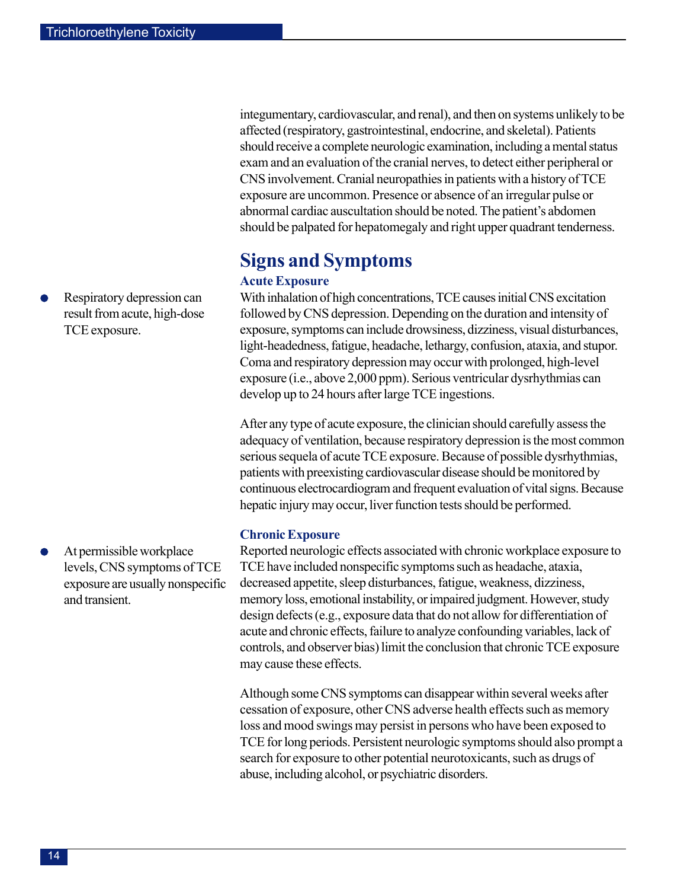integumentary, cardiovascular, and renal), and then on systems unlikely to be affected (respiratory, gastrointestinal, endocrine, and skeletal). Patients should receive a complete neurologic examination, including a mental status exam and an evaluation of the cranial nerves, to detect either peripheral or CNS involvement. Cranial neuropathies in patients with a history of TCE exposure are uncommon. Presence or absence of an irregular pulse or abnormal cardiac auscultation should be noted. The patient's abdomen should be palpated for hepatomegaly and right upper quadrant tenderness.

## Signs and Symptoms

### Acute Exposure

- Respiratory depression can result from acute, high-dose TCE exposure.

With inhalation of high concentrations, TCE causes initial CNS excitation followed by CNS depression. Depending on the duration and intensity of exposure, symptoms can include drowsiness, dizziness, visual disturbances, light-headedness, fatigue, headache, lethargy, confusion, ataxia, and stupor. Coma and respiratory depression may occur with prolonged, high-level exposure (i.e., above 2,000 ppm). Serious ventricular dysrhythmias can develop up to 24 hours after large TCE ingestions.

After any type of acute exposure, the clinician should carefully assess the adequacy of ventilation, because respiratory depression is the most common serious sequela of acute TCE exposure. Because of possible dysrhythmias, patients with preexisting cardiovascular disease should be monitored by continuous electrocardiogram and frequent evaluation of vital signs. Because hepatic injury may occur, liver function tests should be performed.

### Chronic Exposure

- At permissible workplace levels, CNS symptoms of TCE exposure are usually nonspecific and transient.

Reported neurologic effects associated with chronic workplace exposure to TCE have included nonspecific symptoms such as headache, ataxia, decreased appetite, sleep disturbances, fatigue, weakness, dizziness, memory loss, emotional instability, or impaired judgment. However, study design defects (e.g., exposure data that do not allow for differentiation of acute and chronic effects, failure to analyze confounding variables, lack of controls, and observer bias) limit the conclusion that chronic TCE exposure may cause these effects.

Although some CNS symptoms can disappear within several weeks after cessation of exposure, other CNS adverse health effects such as memory loss and mood swings may persist in persons who have been exposed to TCE for long periods. Persistent neurologic symptoms should also prompt a search for exposure to other potential neurotoxicants, such as drugs of abuse, including alcohol, or psychiatric disorders.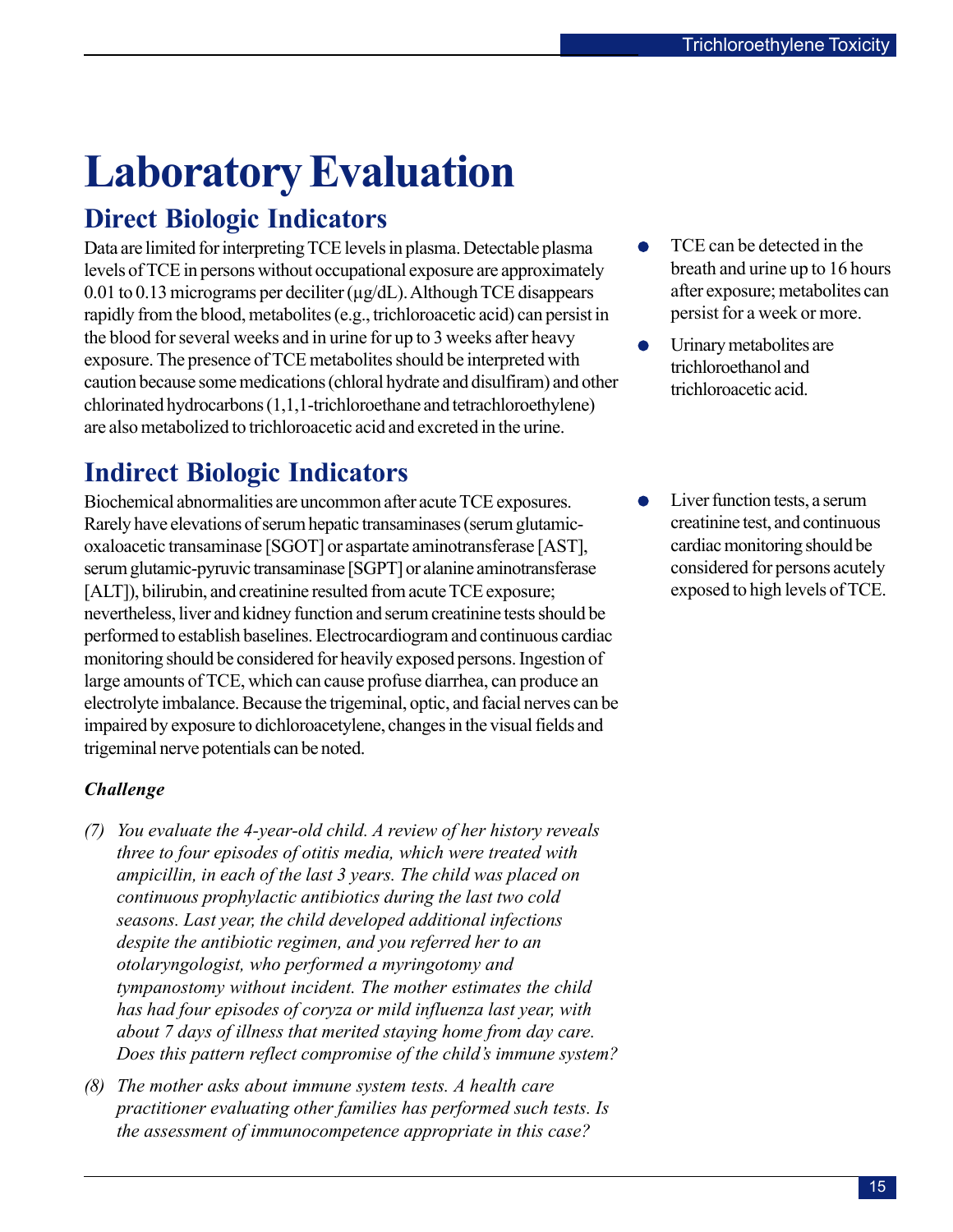# Laboratory Evaluation

## Direct Biologic Indicators

Data are limited for interpreting TCE levels in plasma. Detectable plasma levels of TCE in persons without occupational exposure are approximately 0.01 to 0.13 micrograms per deciliter (µg/dL). Although TCE disappears rapidly from the blood, metabolites (e.g., trichloroacetic acid) can persist in the blood for several weeks and in urine for up to 3 weeks after heavy exposure. The presence of TCE metabolites should be interpreted with caution because some medications (chloral hydrate and disulfiram) and other chlorinated hydrocarbons (1,1,1-trichloroethane and tetrachloroethylene) are also metabolized to trichloroacetic acid and excreted in the urine.

- TCE can be detected in the breath and urine up to 16 hours after exposure; metabolites can persist for a week or more.
- Urinary metabolites are trichloroethanol and trichloroacetic acid.

## Indirect Biologic Indicators

Biochemical abnormalities are uncommon after acute TCE exposures. Rarely have elevations of serum hepatic transaminases (serum glutamic-oxaloacetic transaminase [SGOT] or aspartate aminotransferase [AST], serum glutamic-pyruvic transaminase [SGPT] or alanine aminotransferase [ALT]), bilirubin, and creatinine resulted from acute TCE exposure; nevertheless, liver and kidney function and serum creatinine tests should be performed to establish baselines. Electrocardiogram and continuous cardiac monitoring should be considered for heavily exposed persons. Ingestion of large amounts of TCE, which can cause profuse diarrhea, can produce an electrolyte imbalance. Because the trigeminal, optic, and facial nerves can be impaired by exposure to dichloroacetylene, changes in the visual fields and trigeminal nerve potentials can be noted.

- Liver function tests, a serum creatinine test, and continuous cardiac monitoring should be considered for persons acutely exposed to high levels of TCE.

***Challenge***

*(7) You evaluate the 4-year-old child. A review of her history reveals three to four episodes of otitis media, which were treated with ampicillin, in each of the last 3 years. The child was placed on continuous prophylactic antibiotics during the last two cold seasons. Last year, the child developed additional infections despite the antibiotic regimen, and you referred her to an otolaryngologist, who performed a myringotomy and tympanostomy without incident. The mother estimates the child has had four episodes of coryza or mild influenza last year, with about 7 days of illness that merited staying home from day care. Does this pattern reflect compromise of the child's immune system?*

*(8) The mother asks about immune system tests. A health care practitioner evaluating other families has performed such tests. Is the assessment of immunocompetence appropriate in this case?*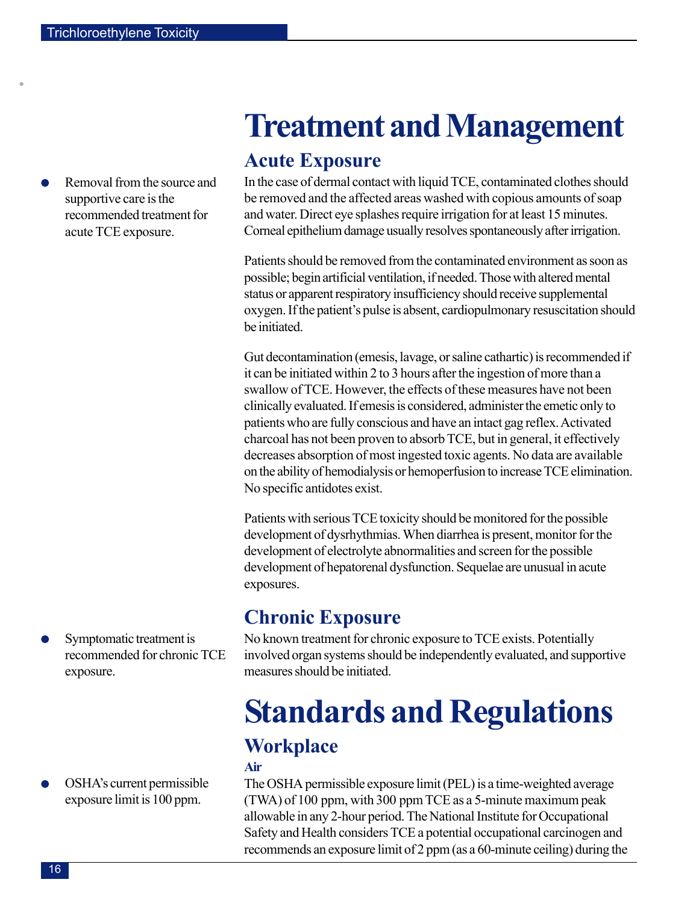# Treatment and Management

## Acute Exposure

- Removal from the source and supportive care is the recommended treatment for acute TCE exposure.

In the case of dermal contact with liquid TCE, contaminated clothes should be removed and the affected areas washed with copious amounts of soap and water. Direct eye splashes require irrigation for at least 15 minutes. Corneal epithelium damage usually resolves spontaneously after irrigation.

Patients should be removed from the contaminated environment as soon as possible; begin artificial ventilation, if needed. Those with altered mental status or apparent respiratory insufficiency should receive supplemental oxygen. If the patient's pulse is absent, cardiopulmonary resuscitation should be initiated.

Gut decontamination (emesis, lavage, or saline cathartic) is recommended if it can be initiated within 2 to 3 hours after the ingestion of more than a swallow of TCE. However, the effects of these measures have not been clinically evaluated. If emesis is considered, administer the emetic only to patients who are fully conscious and have an intact gag reflex. Activated charcoal has not been proven to absorb TCE, but in general, it effectively decreases absorption of most ingested toxic agents. No data are available on the ability of hemodialysis or hemoperfusion to increase TCE elimination. No specific antidotes exist.

Patients with serious TCE toxicity should be monitored for the possible development of dysrhythmias. When diarrhea is present, monitor for the development of electrolyte abnormalities and screen for the possible development of hepatorenal dysfunction. Sequelae are unusual in acute exposures.

## Chronic Exposure

- Symptomatic treatment is recommended for chronic TCE exposure.

No known treatment for chronic exposure to TCE exists. Potentially involved organ systems should be independently evaluated, and supportive measures should be initiated.

# Standards and Regulations

## Workplace

### Air

- OSHA's current permissible exposure limit is 100 ppm.

The OSHA permissible exposure limit (PEL) is a time-weighted average (TWA) of 100 ppm, with 300 ppm TCE as a 5-minute maximum peak allowable in any 2-hour period. The National Institute for Occupational Safety and Health considers TCE a potential occupational carcinogen and recommends an exposure limit of 2 ppm (as a 60-minute ceiling) during the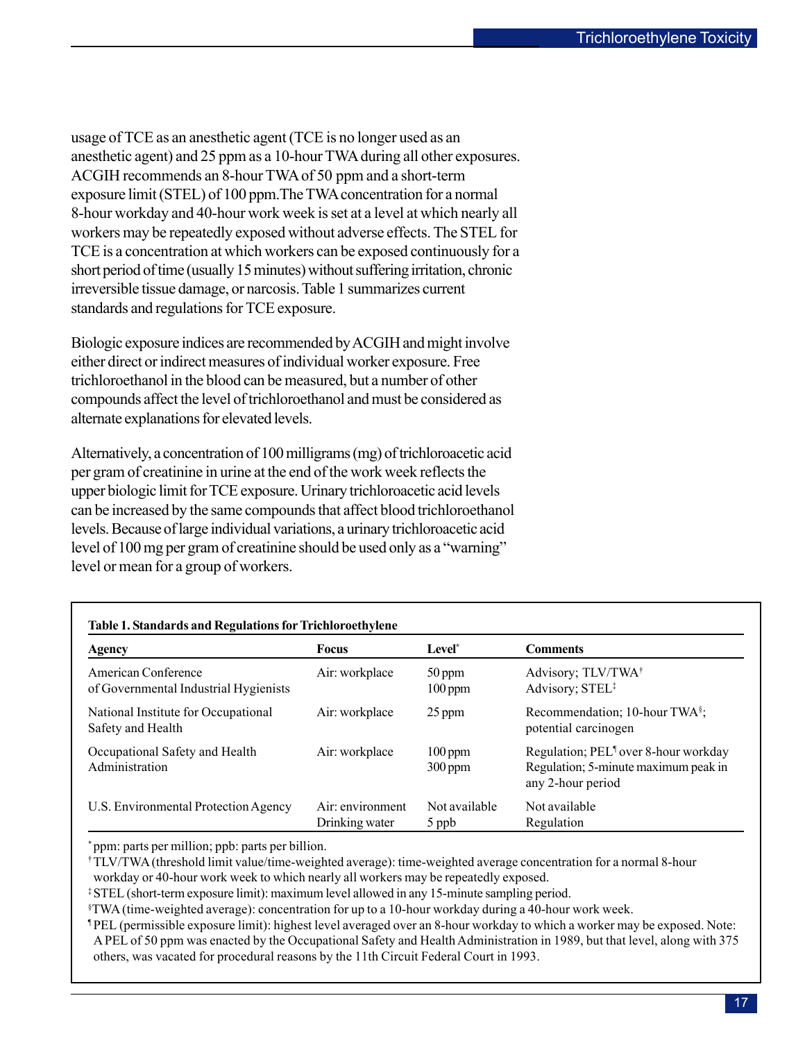usage of TCE as an anesthetic agent (TCE is no longer used as an anesthetic agent) and 25 ppm as a 10-hour TWA during all other exposures. ACGIH recommends an 8-hour TWA of 50 ppm and a short-term exposure limit (STEL) of 100 ppm.The TWA concentration for a normal 8-hour workday and 40-hour work week is set at a level at which nearly all workers may be repeatedly exposed without adverse effects. The STEL for TCE is a concentration at which workers can be exposed continuously for a short period of time (usually 15 minutes) without suffering irritation, chronic irreversible tissue damage, or narcosis. Table 1 summarizes current standards and regulations for TCE exposure.

Biologic exposure indices are recommended by ACGIH and might involve either direct or indirect measures of individual worker exposure. Free trichloroethanol in the blood can be measured, but a number of other compounds affect the level of trichloroethanol and must be considered as alternate explanations for elevated levels.

Alternatively, a concentration of 100 milligrams (mg) of trichloroacetic acid per gram of creatinine in urine at the end of the work week reflects the upper biologic limit for TCE exposure. Urinary trichloroacetic acid levels can be increased by the same compounds that affect blood trichloroethanol levels. Because of large individual variations, a urinary trichloroacetic acid level of 100 mg per gram of creatinine should be used only as a "warning" level or mean for a group of workers.

**Table 1. Standards and Regulations for Trichloroethylene**

| Agency | Focus | Level* | Comments |
|---|---|---|---|
| American Conference of Governmental Industrial Hygienists | Air: workplace | 50 ppm<br>100 ppm | Advisory; TLV/TWA†<br>Advisory; STEL‡ |
| National Institute for Occupational Safety and Health | Air: workplace | 25 ppm | Recommendation; 10-hour TWA§; potential carcinogen |
| Occupational Safety and Health Administration | Air: workplace | 100 ppm<br>300 ppm | Regulation; PEL¶ over 8-hour workday<br>Regulation; 5-minute maximum peak in any 2-hour period |
| U.S. Environmental Protection Agency | Air: environment<br>Drinking water | Not available<br>5 ppb | Not available<br>Regulation |

\* ppm: parts per million; ppb: parts per billion.

† TLV/TWA (threshold limit value/time-weighted average): time-weighted average concentration for a normal 8-hour workday or 40-hour work week to which nearly all workers may be repeatedly exposed.

‡ STEL (short-term exposure limit): maximum level allowed in any 15-minute sampling period.

§ TWA (time-weighted average): concentration for up to a 10-hour workday during a 40-hour work week.

¶ PEL (permissible exposure limit): highest level averaged over an 8-hour workday to which a worker may be exposed. Note: A PEL of 50 ppm was enacted by the Occupational Safety and Health Administration in 1989, but that level, along with 375 others, was vacated for procedural reasons by the 11th Circuit Federal Court in 1993.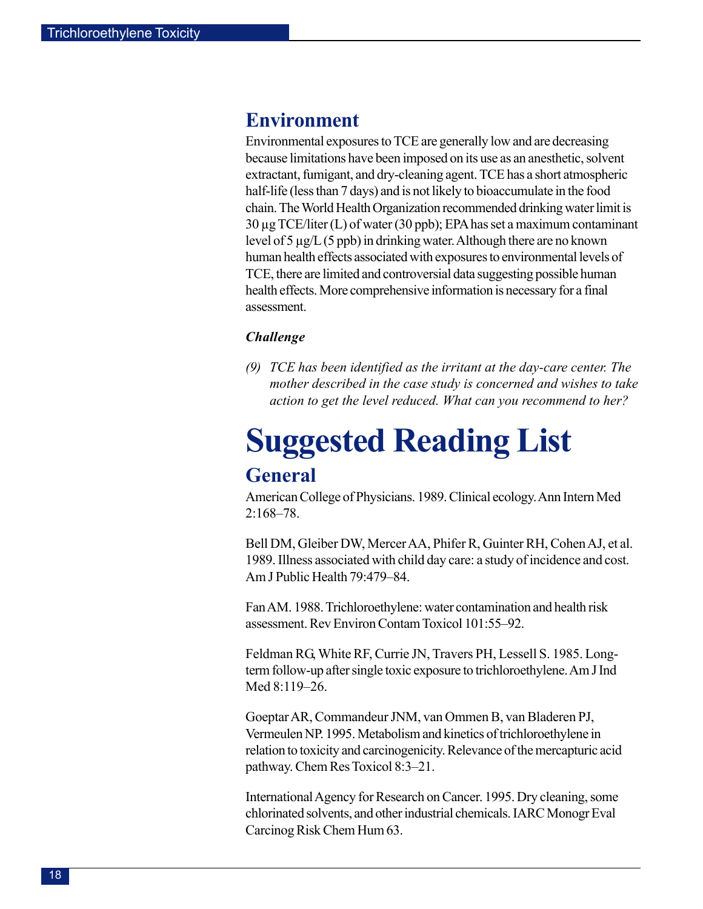## Environment

Environmental exposures to TCE are generally low and are decreasing because limitations have been imposed on its use as an anesthetic, solvent extractant, fumigant, and dry-cleaning agent. TCE has a short atmospheric half-life (less than 7 days) and is not likely to bioaccumulate in the food chain. The World Health Organization recommended drinking water limit is 30 µg TCE/liter (L) of water (30 ppb); EPA has set a maximum contaminant level of 5 µg/L (5 ppb) in drinking water. Although there are no known human health effects associated with exposures to environmental levels of TCE, there are limited and controversial data suggesting possible human health effects. More comprehensive information is necessary for a final assessment.

### *Challenge*

*(9) TCE has been identified as the irritant at the day-care center. The mother described in the case study is concerned and wishes to take action to get the level reduced. What can you recommend to her?*

# Suggested Reading List

## General

American College of Physicians. 1989. Clinical ecology. Ann Intern Med 2:168–78.

Bell DM, Gleiber DW, Mercer AA, Phifer R, Guinter RH, Cohen AJ, et al. 1989. Illness associated with child day care: a study of incidence and cost. Am J Public Health 79:479–84.

Fan AM. 1988. Trichloroethylene: water contamination and health risk assessment. Rev Environ Contam Toxicol 101:55–92.

Feldman RG, White RF, Currie JN, Travers PH, Lessell S. 1985. Long-term follow-up after single toxic exposure to trichloroethylene. Am J Ind Med 8:119–26.

Goeptar AR, Commandeur JNM, van Ommen B, van Bladeren PJ, Vermeulen NP. 1995. Metabolism and kinetics of trichloroethylene in relation to toxicity and carcinogenicity. Relevance of the mercapturic acid pathway. Chem Res Toxicol 8:3–21.

International Agency for Research on Cancer. 1995. Dry cleaning, some chlorinated solvents, and other industrial chemicals. IARC Monogr Eval Carcinog Risk Chem Hum 63.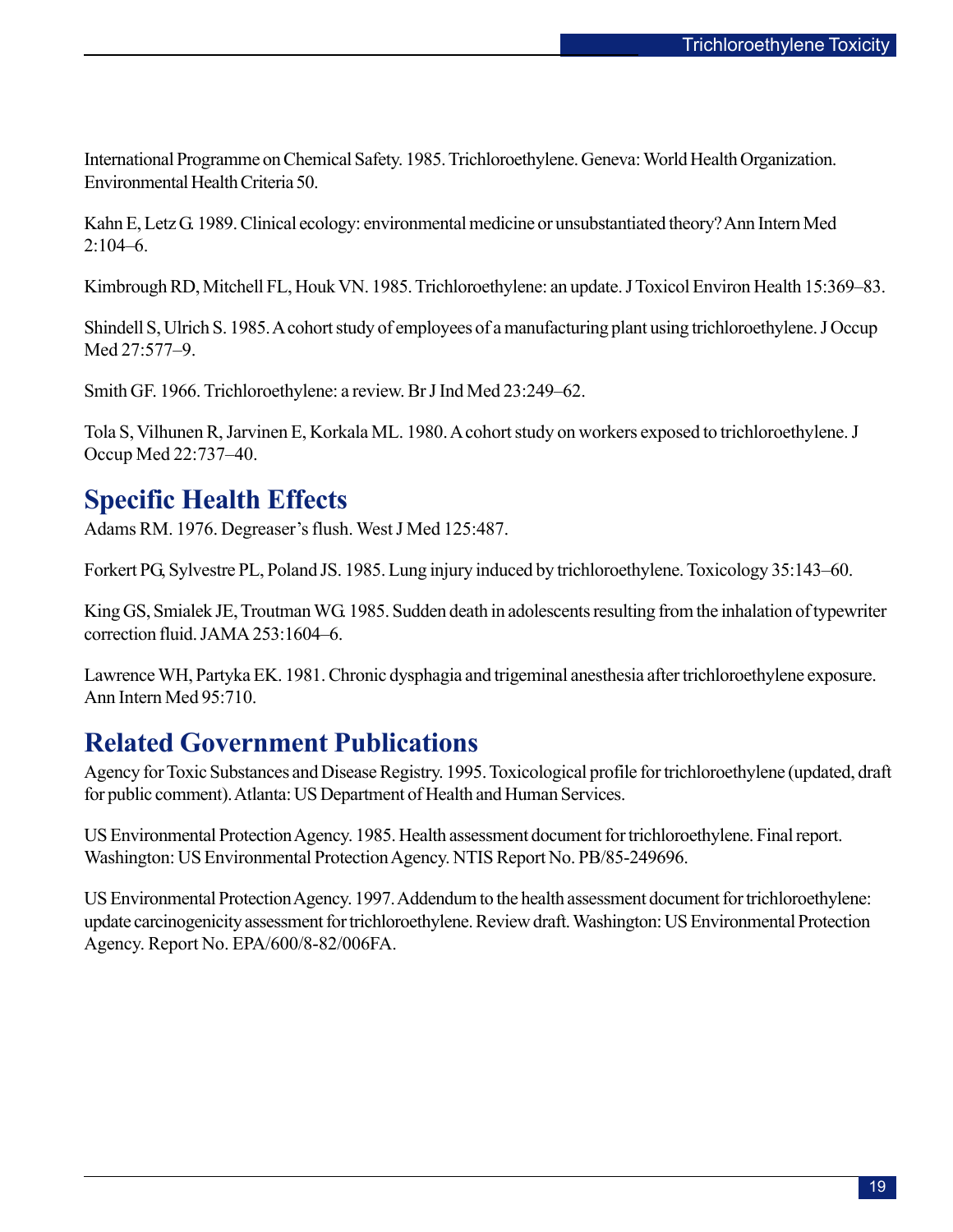International Programme on Chemical Safety. 1985. Trichloroethylene. Geneva: World Health Organization. Environmental Health Criteria 50.

Kahn E, Letz G. 1989. Clinical ecology: environmental medicine or unsubstantiated theory? Ann Intern Med 2:104–6.

Kimbrough RD, Mitchell FL, Houk VN. 1985. Trichloroethylene: an update. J Toxicol Environ Health 15:369–83.

Shindell S, Ulrich S. 1985. A cohort study of employees of a manufacturing plant using trichloroethylene. J Occup Med 27:577–9.

Smith GF. 1966. Trichloroethylene: a review. Br J Ind Med 23:249–62.

Tola S, Vilhunen R, Jarvinen E, Korkala ML. 1980. A cohort study on workers exposed to trichloroethylene. J Occup Med 22:737–40.

## Specific Health Effects

Adams RM. 1976. Degreaser's flush. West J Med 125:487.

Forkert PG, Sylvestre PL, Poland JS. 1985. Lung injury induced by trichloroethylene. Toxicology 35:143–60.

King GS, Smialek JE, Troutman WG. 1985. Sudden death in adolescents resulting from the inhalation of typewriter correction fluid. JAMA 253:1604–6.

Lawrence WH, Partyka EK. 1981. Chronic dysphagia and trigeminal anesthesia after trichloroethylene exposure. Ann Intern Med 95:710.

## Related Government Publications

Agency for Toxic Substances and Disease Registry. 1995. Toxicological profile for trichloroethylene (updated, draft for public comment). Atlanta: US Department of Health and Human Services.

US Environmental Protection Agency. 1985. Health assessment document for trichloroethylene. Final report. Washington: US Environmental Protection Agency. NTIS Report No. PB/85-249696.

US Environmental Protection Agency. 1997. Addendum to the health assessment document for trichloroethylene: update carcinogenicity assessment for trichloroethylene. Review draft. Washington: US Environmental Protection Agency. Report No. EPA/600/8-82/006FA.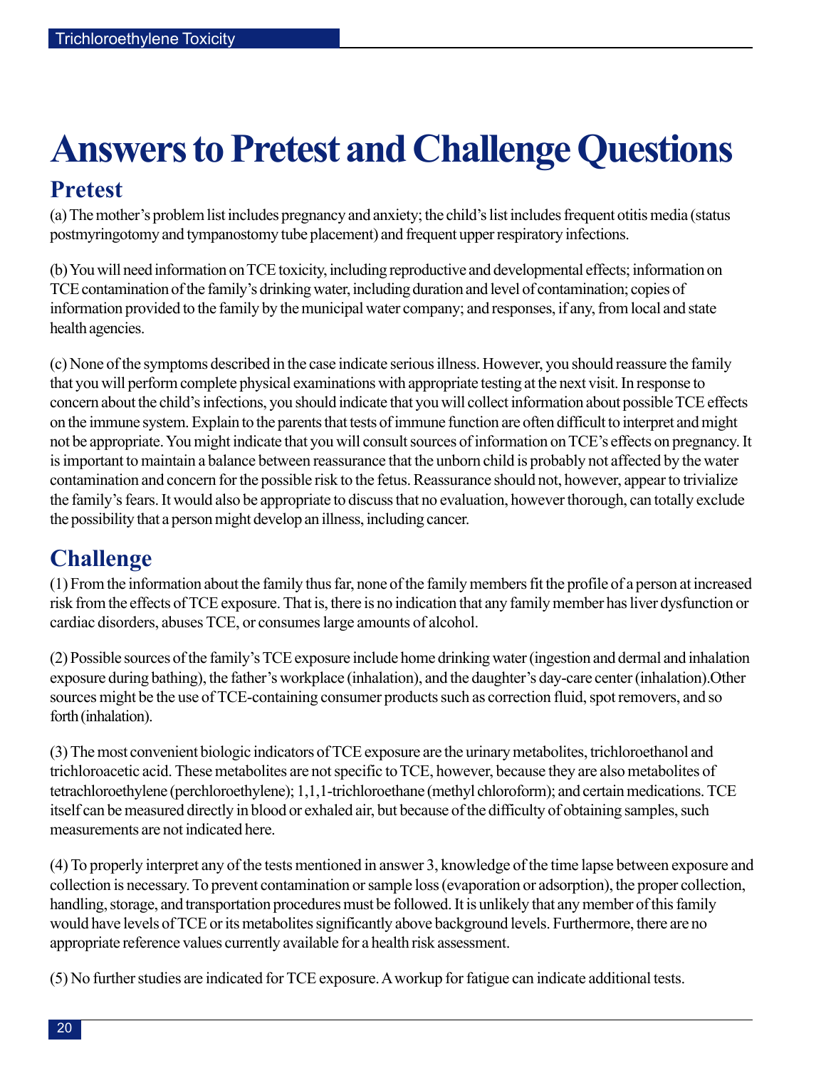# Answers to Pretest and Challenge Questions

## Pretest

(a) The mother's problem list includes pregnancy and anxiety; the child's list includes frequent otitis media (status postmyringotomy and tympanostomy tube placement) and frequent upper respiratory infections.

(b) You will need information on TCE toxicity, including reproductive and developmental effects; information on TCE contamination of the family's drinking water, including duration and level of contamination; copies of information provided to the family by the municipal water company; and responses, if any, from local and state health agencies.

(c) None of the symptoms described in the case indicate serious illness. However, you should reassure the family that you will perform complete physical examinations with appropriate testing at the next visit. In response to concern about the child's infections, you should indicate that you will collect information about possible TCE effects on the immune system. Explain to the parents that tests of immune function are often difficult to interpret and might not be appropriate. You might indicate that you will consult sources of information on TCE's effects on pregnancy. It is important to maintain a balance between reassurance that the unborn child is probably not affected by the water contamination and concern for the possible risk to the fetus. Reassurance should not, however, appear to trivialize the family's fears. It would also be appropriate to discuss that no evaluation, however thorough, can totally exclude the possibility that a person might develop an illness, including cancer.

## Challenge

(1) From the information about the family thus far, none of the family members fit the profile of a person at increased risk from the effects of TCE exposure. That is, there is no indication that any family member has liver dysfunction or cardiac disorders, abuses TCE, or consumes large amounts of alcohol.

(2) Possible sources of the family's TCE exposure include home drinking water (ingestion and dermal and inhalation exposure during bathing), the father's workplace (inhalation), and the daughter's day-care center (inhalation).Other sources might be the use of TCE-containing consumer products such as correction fluid, spot removers, and so forth (inhalation).

(3) The most convenient biologic indicators of TCE exposure are the urinary metabolites, trichloroethanol and trichloroacetic acid. These metabolites are not specific to TCE, however, because they are also metabolites of tetrachloroethylene (perchloroethylene); 1,1,1-trichloroethane (methyl chloroform); and certain medications. TCE itself can be measured directly in blood or exhaled air, but because of the difficulty of obtaining samples, such measurements are not indicated here.

(4) To properly interpret any of the tests mentioned in answer 3, knowledge of the time lapse between exposure and collection is necessary. To prevent contamination or sample loss (evaporation or adsorption), the proper collection, handling, storage, and transportation procedures must be followed. It is unlikely that any member of this family would have levels of TCE or its metabolites significantly above background levels. Furthermore, there are no appropriate reference values currently available for a health risk assessment.

(5) No further studies are indicated for TCE exposure. A workup for fatigue can indicate additional tests.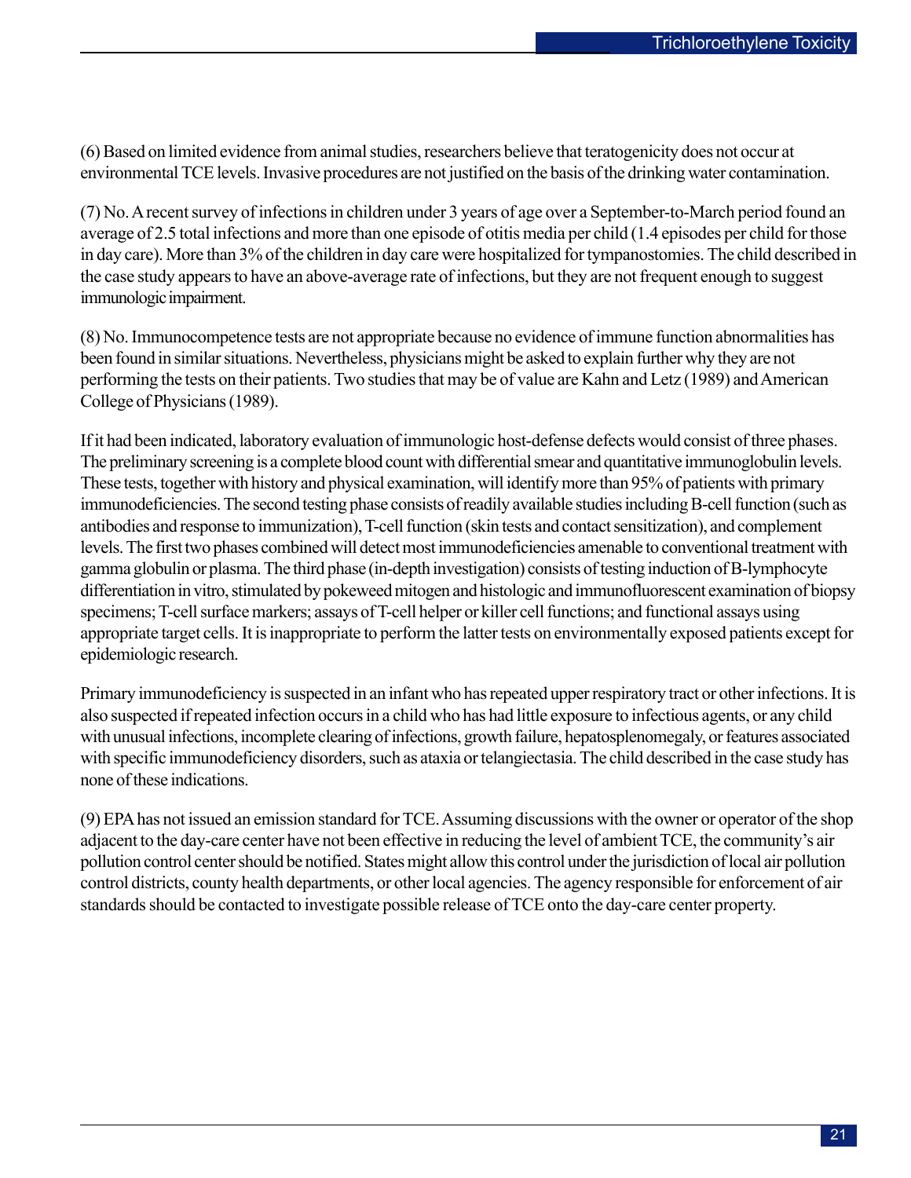(6) Based on limited evidence from animal studies, researchers believe that teratogenicity does not occur at environmental TCE levels. Invasive procedures are not justified on the basis of the drinking water contamination.

(7) No. A recent survey of infections in children under 3 years of age over a September-to-March period found an average of 2.5 total infections and more than one episode of otitis media per child (1.4 episodes per child for those in day care). More than 3% of the children in day care were hospitalized for tympanostomies. The child described in the case study appears to have an above-average rate of infections, but they are not frequent enough to suggest immunologic impairment.

(8) No. Immunocompetence tests are not appropriate because no evidence of immune function abnormalities has been found in similar situations. Nevertheless, physicians might be asked to explain further why they are not performing the tests on their patients. Two studies that may be of value are Kahn and Letz (1989) and American College of Physicians (1989).

If it had been indicated, laboratory evaluation of immunologic host-defense defects would consist of three phases. The preliminary screening is a complete blood count with differential smear and quantitative immunoglobulin levels. These tests, together with history and physical examination, will identify more than 95% of patients with primary immunodeficiencies. The second testing phase consists of readily available studies including B-cell function (such as antibodies and response to immunization), T-cell function (skin tests and contact sensitization), and complement levels. The first two phases combined will detect most immunodeficiencies amenable to conventional treatment with gamma globulin or plasma. The third phase (in-depth investigation) consists of testing induction of B-lymphocyte differentiation in vitro, stimulated by pokeweed mitogen and histologic and immunofluorescent examination of biopsy specimens; T-cell surface markers; assays of T-cell helper or killer cell functions; and functional assays using appropriate target cells. It is inappropriate to perform the latter tests on environmentally exposed patients except for epidemiologic research.

Primary immunodeficiency is suspected in an infant who has repeated upper respiratory tract or other infections. It is also suspected if repeated infection occurs in a child who has had little exposure to infectious agents, or any child with unusual infections, incomplete clearing of infections, growth failure, hepatosplenomegaly, or features associated with specific immunodeficiency disorders, such as ataxia or telangiectasia. The child described in the case study has none of these indications.

(9) EPA has not issued an emission standard for TCE. Assuming discussions with the owner or operator of the shop adjacent to the day-care center have not been effective in reducing the level of ambient TCE, the community's air pollution control center should be notified. States might allow this control under the jurisdiction of local air pollution control districts, county health departments, or other local agencies. The agency responsible for enforcement of air standards should be contacted to investigate possible release of TCE onto the day-care center property.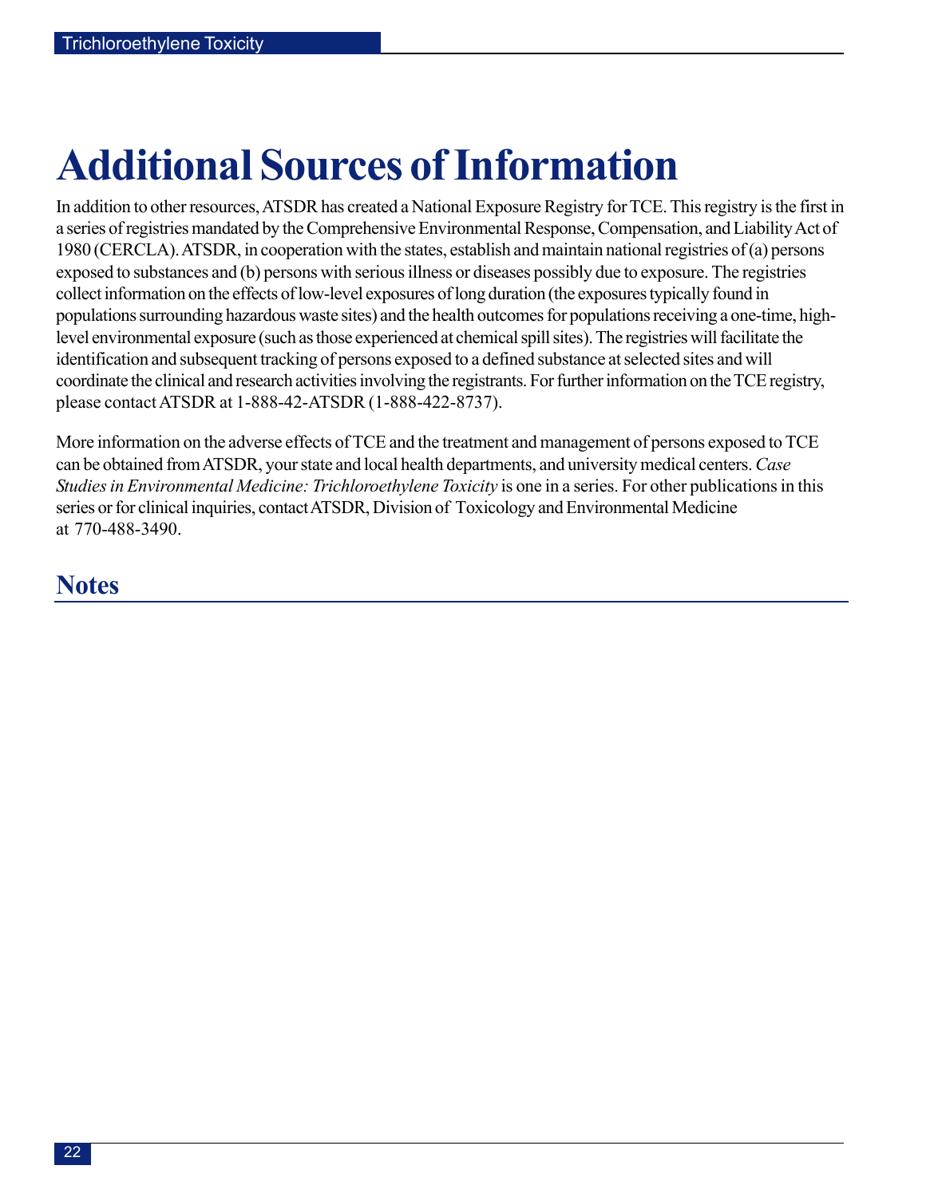# Additional Sources of Information

In addition to other resources, ATSDR has created a National Exposure Registry for TCE. This registry is the first in a series of registries mandated by the Comprehensive Environmental Response, Compensation, and Liability Act of 1980 (CERCLA). ATSDR, in cooperation with the states, establish and maintain national registries of (a) persons exposed to substances and (b) persons with serious illness or diseases possibly due to exposure. The registries collect information on the effects of low-level exposures of long duration (the exposures typically found in populations surrounding hazardous waste sites) and the health outcomes for populations receiving a one-time, high-level environmental exposure (such as those experienced at chemical spill sites). The registries will facilitate the identification and subsequent tracking of persons exposed to a defined substance at selected sites and will coordinate the clinical and research activities involving the registrants. For further information on the TCE registry, please contact ATSDR at 1-888-42-ATSDR (1-888-422-8737).

More information on the adverse effects of TCE and the treatment and management of persons exposed to TCE can be obtained from ATSDR, your state and local health departments, and university medical centers. *Case Studies in Environmental Medicine: Trichloroethylene Toxicity* is one in a series. For other publications in this series or for clinical inquiries, contact ATSDR, Division of Toxicology and Environmental Medicine at 770-488-3490.

## Notes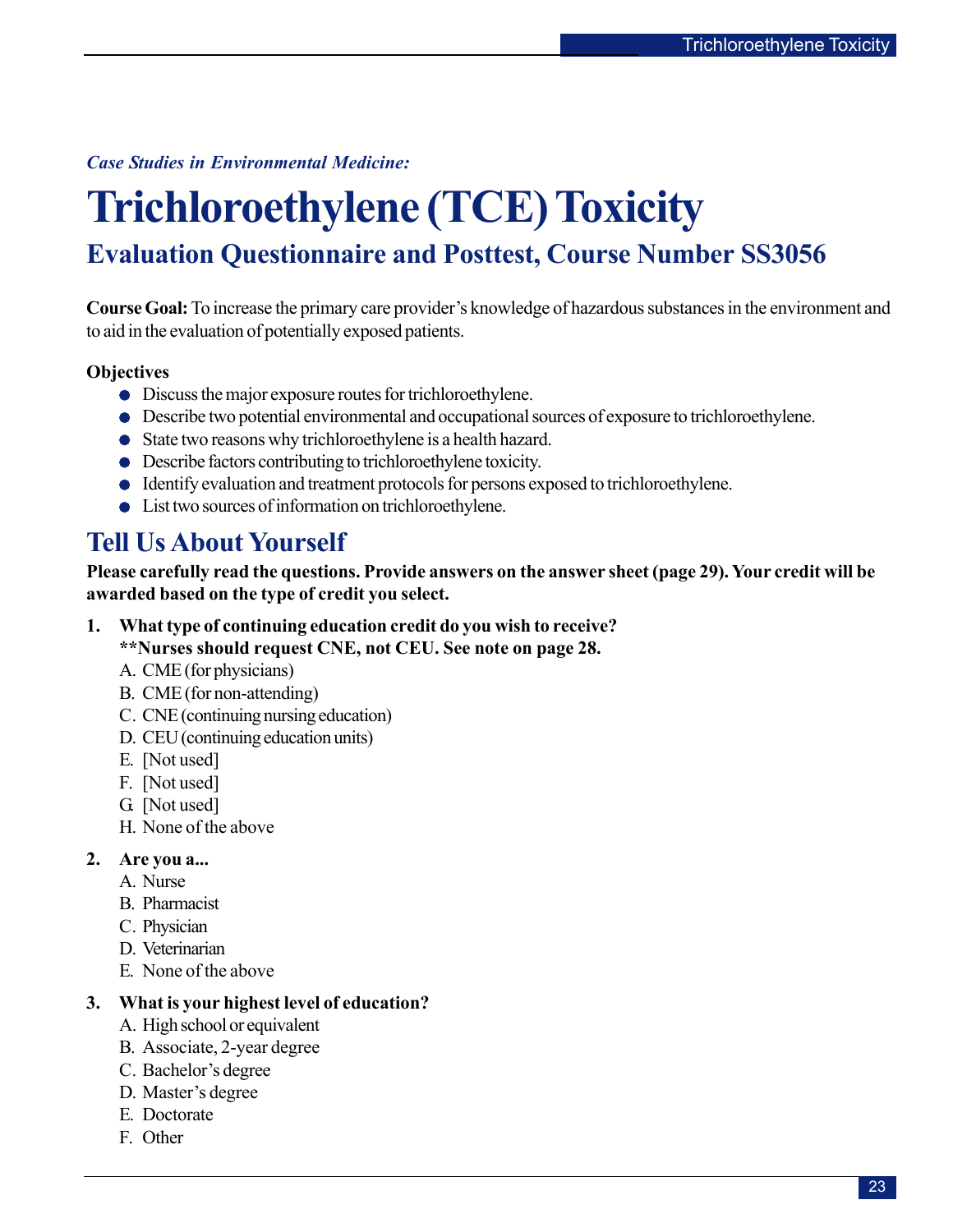*Case Studies in Environmental Medicine:*

# Trichloroethylene (TCE) Toxicity

## Evaluation Questionnaire and Posttest, Course Number SS3056

**Course Goal:** To increase the primary care provider's knowledge of hazardous substances in the environment and to aid in the evaluation of potentially exposed patients.

**Objectives**

- Discuss the major exposure routes for trichloroethylene.
- Describe two potential environmental and occupational sources of exposure to trichloroethylene.
- State two reasons why trichloroethylene is a health hazard.
- Describe factors contributing to trichloroethylene toxicity.
- Identify evaluation and treatment protocols for persons exposed to trichloroethylene.
- List two sources of information on trichloroethylene.

## Tell Us About Yourself

**Please carefully read the questions. Provide answers on the answer sheet (page 29). Your credit will be awarded based on the type of credit you select.**

**1. What type of continuing education credit do you wish to receive?**
**\*\*Nurses should request CNE, not CEU. See note on page 28.**

A. CME (for physicians)
B. CME (for non-attending)
C. CNE (continuing nursing education)
D. CEU (continuing education units)
E. [Not used]
F. [Not used]
G. [Not used]
H. None of the above

**2. Are you a...**

A. Nurse
B. Pharmacist
C. Physician
D. Veterinarian
E. None of the above

**3. What is your highest level of education?**

A. High school or equivalent
B. Associate, 2-year degree
C. Bachelor's degree
D. Master's degree
E. Doctorate
F. Other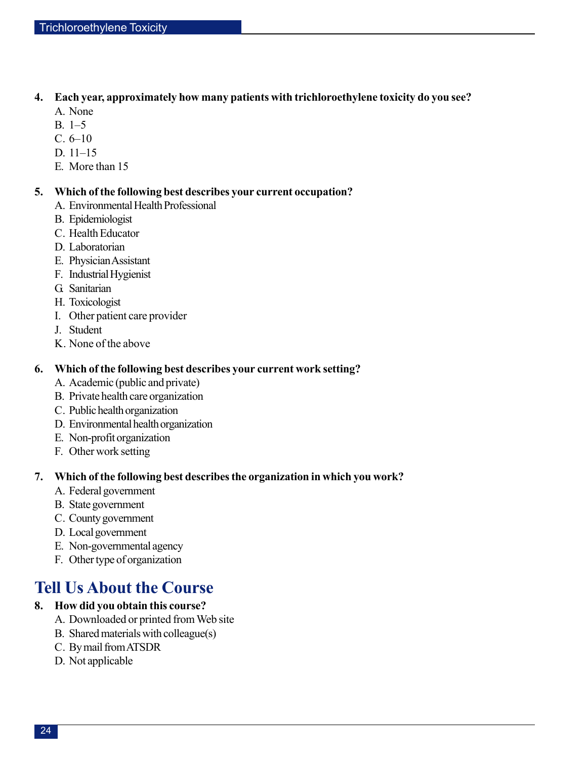**4. Each year, approximately how many patients with trichloroethylene toxicity do you see?**

A. None
B. 1–5
C. 6–10
D. 11–15
E. More than 15

**5. Which of the following best describes your current occupation?**

A. Environmental Health Professional
B. Epidemiologist
C. Health Educator
D. Laboratorian
E. Physician Assistant
F. Industrial Hygienist
G. Sanitarian
H. Toxicologist
I. Other patient care provider
J. Student
K. None of the above

**6. Which of the following best describes your current work setting?**

A. Academic (public and private)
B. Private health care organization
C. Public health organization
D. Environmental health organization
E. Non-profit organization
F. Other work setting

**7. Which of the following best describes the organization in which you work?**

A. Federal government
B. State government
C. County government
D. Local government
E. Non-governmental agency
F. Other type of organization

## Tell Us About the Course

**8. How did you obtain this course?**

A. Downloaded or printed from Web site
B. Shared materials with colleague(s)
C. By mail from ATSDR
D. Not applicable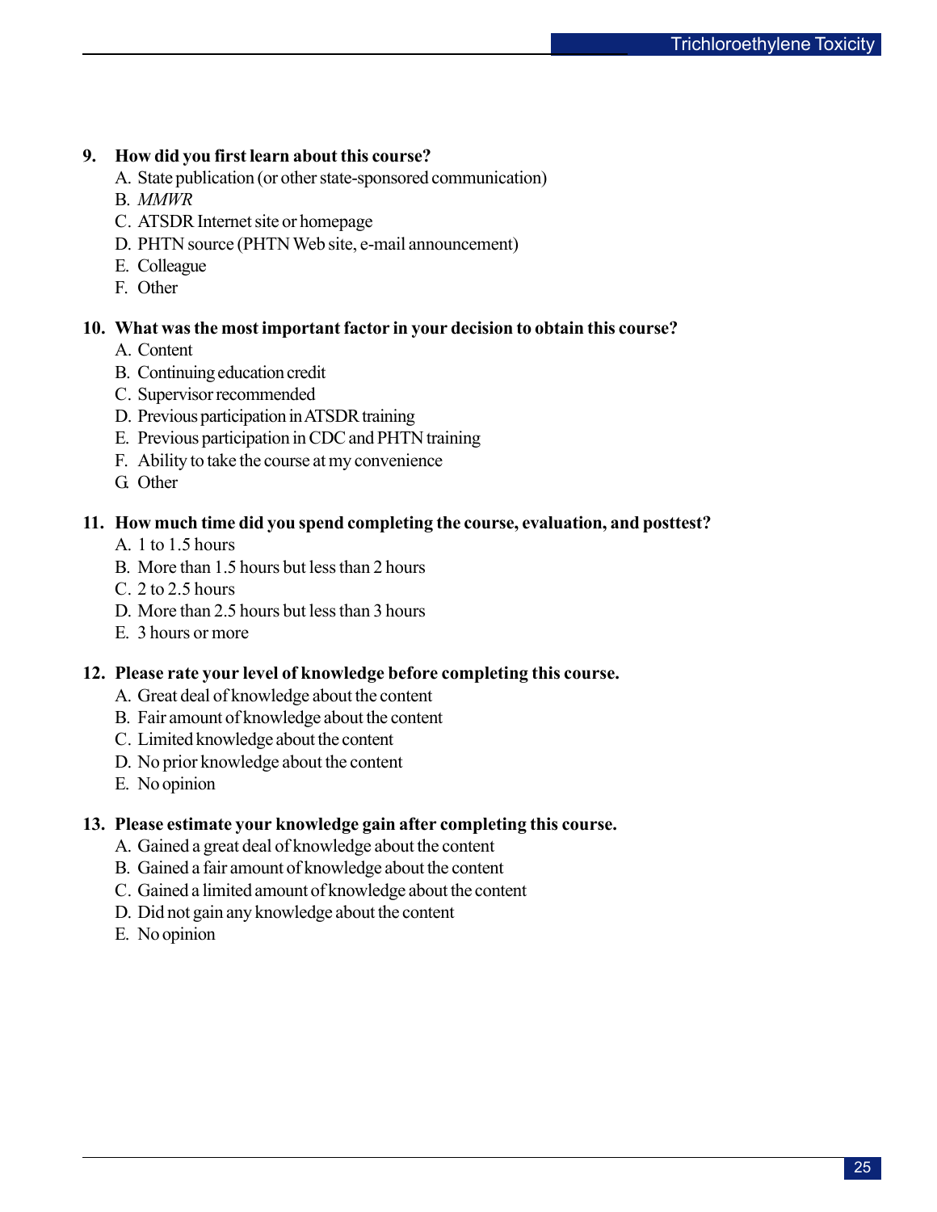**9. How did you first learn about this course?**

A. State publication (or other state-sponsored communication)
B. *MMWR*
C. ATSDR Internet site or homepage
D. PHTN source (PHTN Web site, e-mail announcement)
E. Colleague
F. Other

**10. What was the most important factor in your decision to obtain this course?**

A. Content
B. Continuing education credit
C. Supervisor recommended
D. Previous participation in ATSDR training
E. Previous participation in CDC and PHTN training
F. Ability to take the course at my convenience
G. Other

**11. How much time did you spend completing the course, evaluation, and posttest?**

A. 1 to 1.5 hours
B. More than 1.5 hours but less than 2 hours
C. 2 to 2.5 hours
D. More than 2.5 hours but less than 3 hours
E. 3 hours or more

**12. Please rate your level of knowledge before completing this course.**

A. Great deal of knowledge about the content
B. Fair amount of knowledge about the content
C. Limited knowledge about the content
D. No prior knowledge about the content
E. No opinion

**13. Please estimate your knowledge gain after completing this course.**

A. Gained a great deal of knowledge about the content
B. Gained a fair amount of knowledge about the content
C. Gained a limited amount of knowledge about the content
D. Did not gain any knowledge about the content
E. No opinion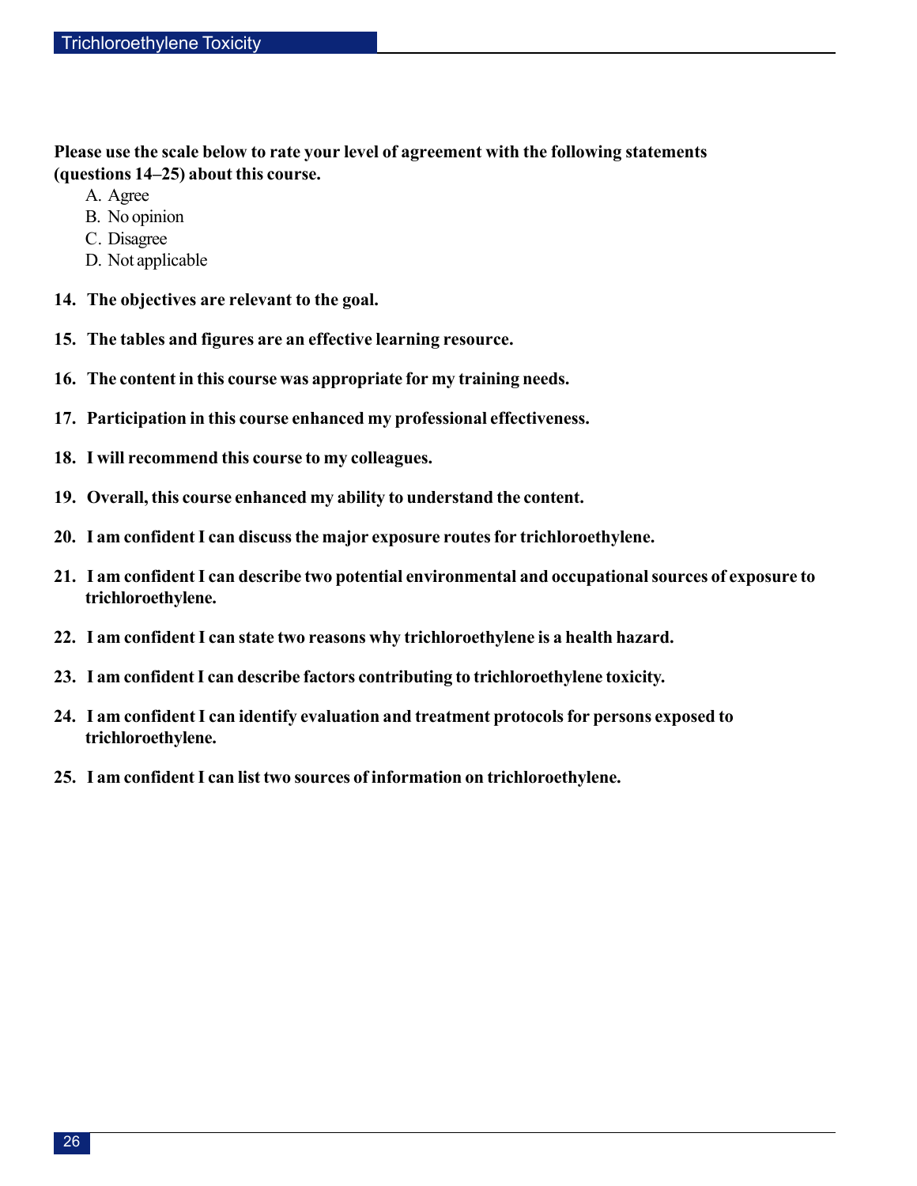**Please use the scale below to rate your level of agreement with the following statements (questions 14–25) about this course.**

A. Agree
B. No opinion
C. Disagree
D. Not applicable

**14. The objectives are relevant to the goal.**

**15. The tables and figures are an effective learning resource.**

**16. The content in this course was appropriate for my training needs.**

**17. Participation in this course enhanced my professional effectiveness.**

**18. I will recommend this course to my colleagues.**

**19. Overall, this course enhanced my ability to understand the content.**

**20. I am confident I can discuss the major exposure routes for trichloroethylene.**

**21. I am confident I can describe two potential environmental and occupational sources of exposure to trichloroethylene.**

**22. I am confident I can state two reasons why trichloroethylene is a health hazard.**

**23. I am confident I can describe factors contributing to trichloroethylene toxicity.**

**24. I am confident I can identify evaluation and treatment protocols for persons exposed to trichloroethylene.**

**25. I am confident I can list two sources of information on trichloroethylene.**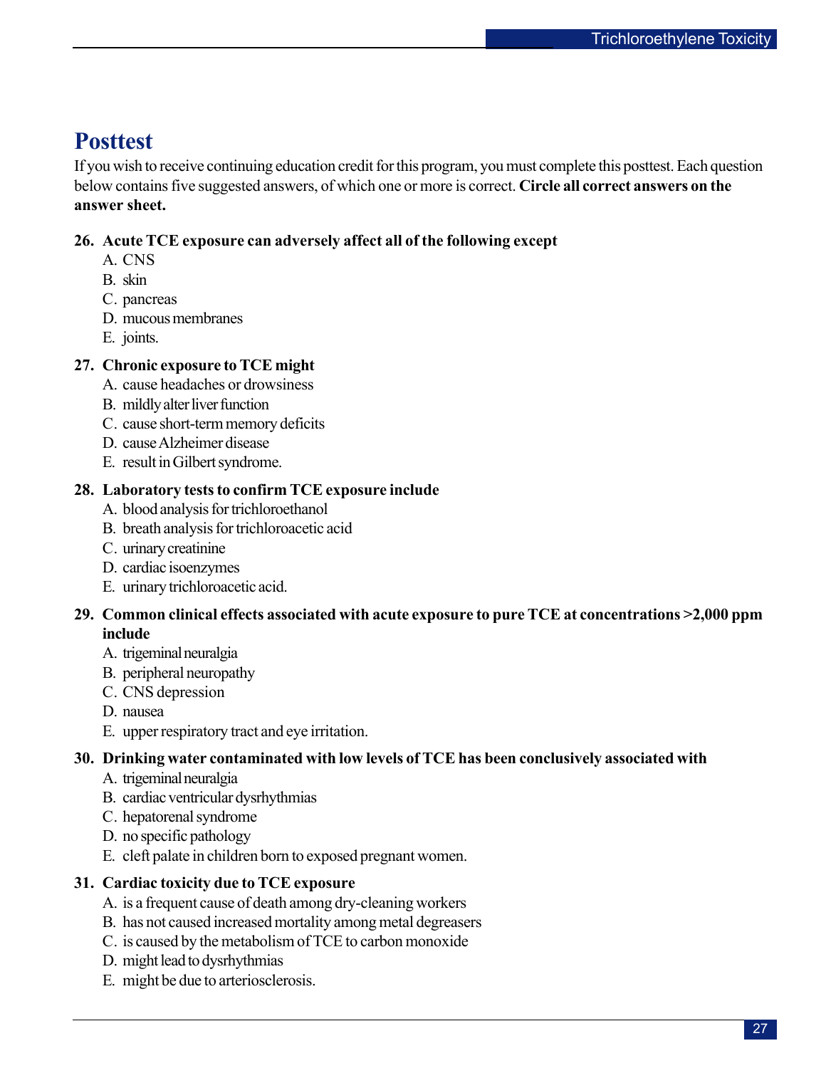## Posttest

If you wish to receive continuing education credit for this program, you must complete this posttest. Each question below contains five suggested answers, of which one or more is correct. **Circle all correct answers on the answer sheet.**

**26. Acute TCE exposure can adversely affect all of the following except**

A. CNS
B. skin
C. pancreas
D. mucous membranes
E. joints.

**27. Chronic exposure to TCE might**

A. cause headaches or drowsiness
B. mildly alter liver function
C. cause short-term memory deficits
D. cause Alzheimer disease
E. result in Gilbert syndrome.

**28. Laboratory tests to confirm TCE exposure include**

A. blood analysis for trichloroethanol
B. breath analysis for trichloroacetic acid
C. urinary creatinine
D. cardiac isoenzymes
E. urinary trichloroacetic acid.

**29. Common clinical effects associated with acute exposure to pure TCE at concentrations >2,000 ppm include**

A. trigeminal neuralgia
B. peripheral neuropathy
C. CNS depression
D. nausea
E. upper respiratory tract and eye irritation.

**30. Drinking water contaminated with low levels of TCE has been conclusively associated with**

A. trigeminal neuralgia
B. cardiac ventricular dysrhythmias
C. hepatorenal syndrome
D. no specific pathology
E. cleft palate in children born to exposed pregnant women.

**31. Cardiac toxicity due to TCE exposure**

A. is a frequent cause of death among dry-cleaning workers
B. has not caused increased mortality among metal degreasers
C. is caused by the metabolism of TCE to carbon monoxide
D. might lead to dysrhythmias
E. might be due to arteriosclerosis.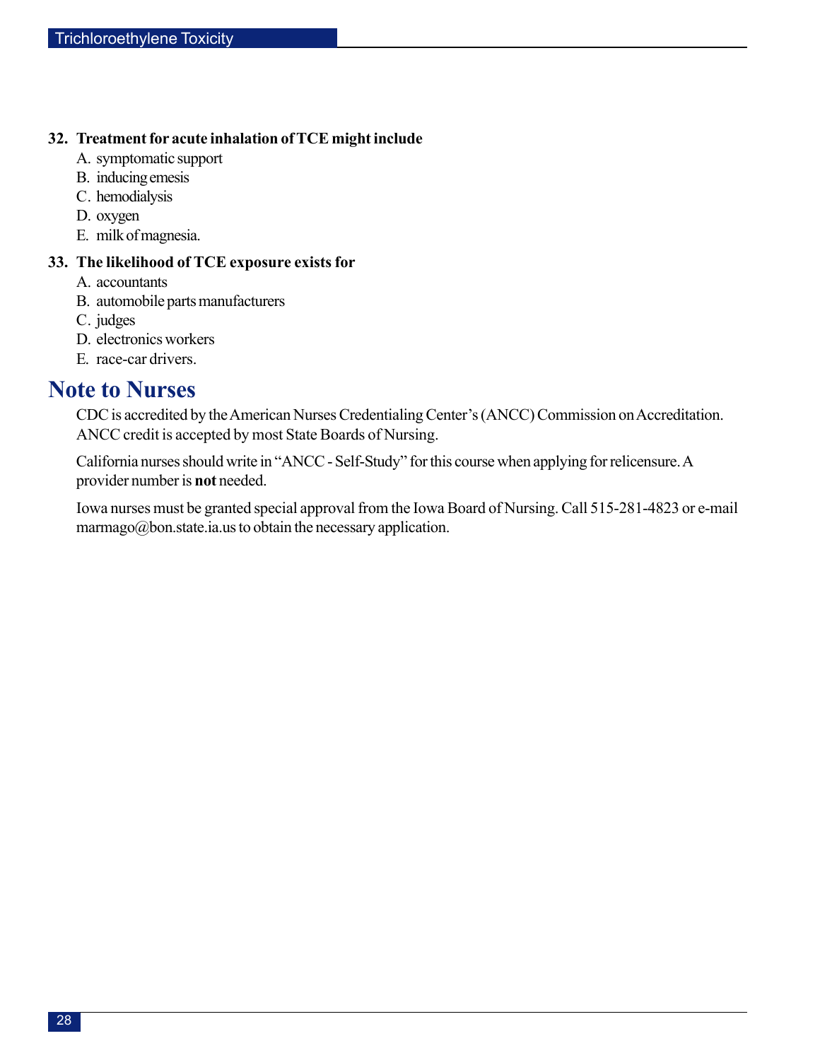**32. Treatment for acute inhalation of TCE might include**

A. symptomatic support
B. inducing emesis
C. hemodialysis
D. oxygen
E. milk of magnesia.

**33. The likelihood of TCE exposure exists for**

A. accountants
B. automobile parts manufacturers
C. judges
D. electronics workers
E. race-car drivers.

# Note to Nurses

CDC is accredited by the American Nurses Credentialing Center's (ANCC) Commission on Accreditation. ANCC credit is accepted by most State Boards of Nursing.

California nurses should write in "ANCC - Self-Study" for this course when applying for relicensure. A provider number is **not** needed.

Iowa nurses must be granted special approval from the Iowa Board of Nursing. Call 515-281-4823 or e-mail marmago@bon.state.ia.us to obtain the necessary application.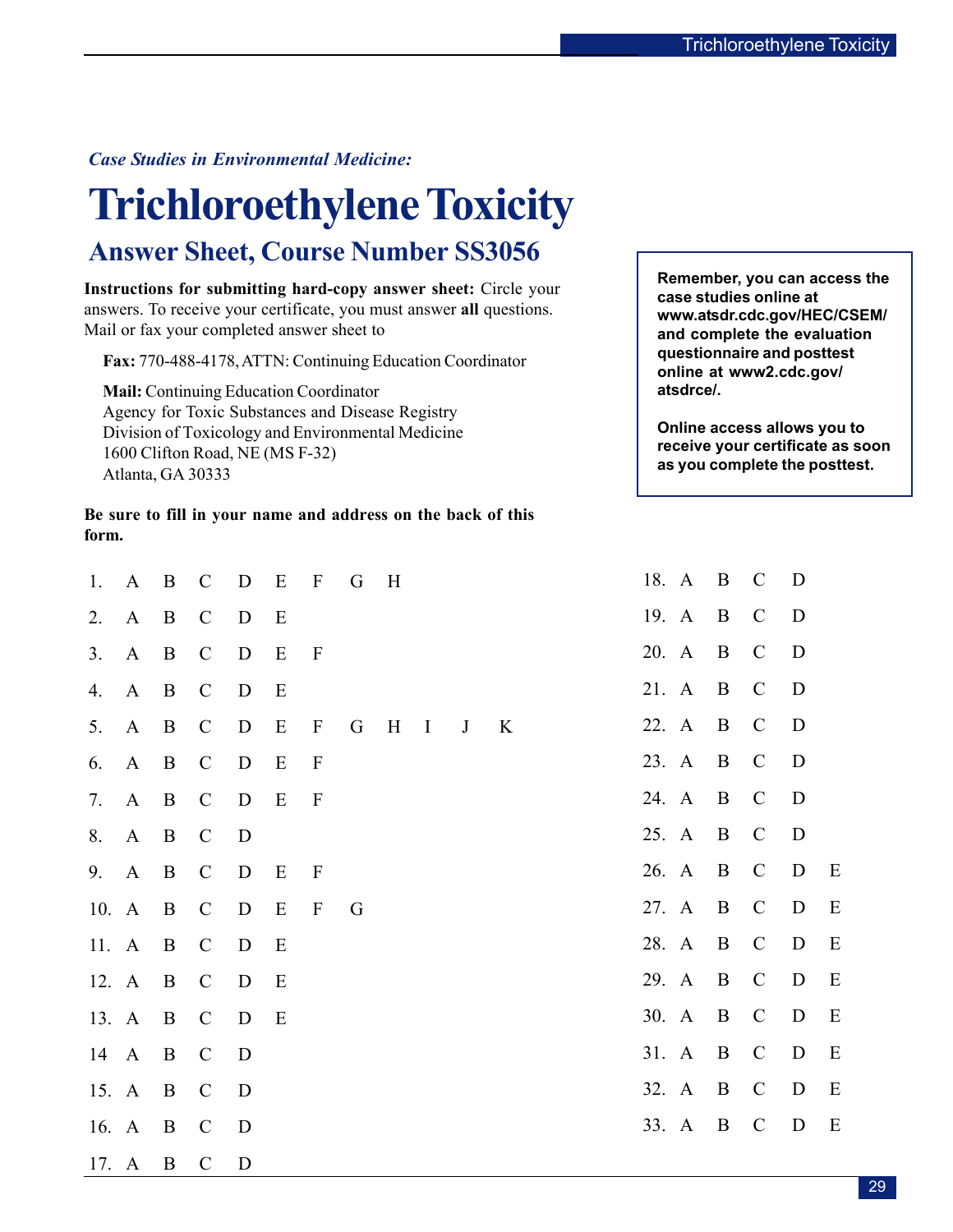*Case Studies in Environmental Medicine:*

# Trichloroethylene Toxicity

## Answer Sheet, Course Number SS3056

**Instructions for submitting hard-copy answer sheet:** Circle your answers. To receive your certificate, you must answer **all** questions. Mail or fax your completed answer sheet to

**Fax:** 770-488-4178, ATTN: Continuing Education Coordinator

**Mail:** Continuing Education Coordinator
Agency for Toxic Substances and Disease Registry
Division of Toxicology and Environmental Medicine
1600 Clifton Road, NE (MS F-32)
Atlanta, GA 30333

**Remember, you can access the case studies online at www.atsdr.cdc.gov/HEC/CSEM/ and complete the evaluation questionnaire and posttest online at www2.cdc.gov/atsdrce/.**

**Online access allows you to receive your certificate as soon as you complete the posttest.**

**Be sure to fill in your name and address on the back of this form.**

1. A B C D E F G H
2. A B C D E
3. A B C D E F
4. A B C D E
5. A B C D E F G H I J K
6. A B C D E F
7. A B C D E F
8. A B C D
9. A B C D E F
10. A B C D E F G
11. A B C D E
12. A B C D E
13. A B C D E
14. A B C D
15. A B C D
16. A B C D
17. A B C D
18. A B C D
19. A B C D
20. A B C D
21. A B C D
22. A B C D
23. A B C D
24. A B C D
25. A B C D
26. A B C D E
27. A B C D E
28. A B C D E
29. A B C D E
30. A B C D E
31. A B C D E
32. A B C D E
33. A B C D E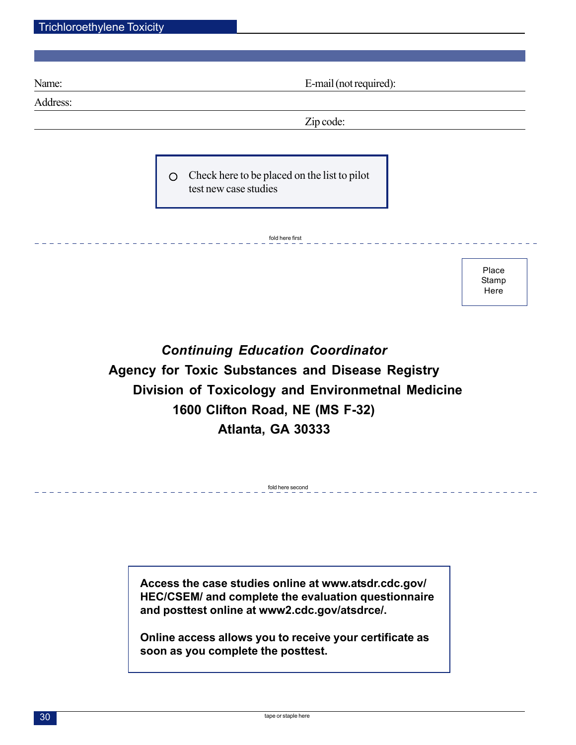Name: ____________________ E-mail (not required): ____________________

Address: ____________________

Zip code: ____________________

○ Check here to be placed on the list to pilot test new case studies

fold here first

Place Stamp Here

***Continuing Education Coordinator***

**Agency for Toxic Substances and Disease Registry**

**Division of Toxicology and Environmetnal Medicine**

**1600 Clifton Road, NE (MS F-32)**

**Atlanta, GA 30333**

fold here second

**Access the case studies online at www.atsdr.cdc.gov/HEC/CSEM/ and complete the evaluation questionnaire and posttest online at www2.cdc.gov/atsdrce/.**

**Online access allows you to receive your certificate as soon as you complete the posttest.**

tape or staple here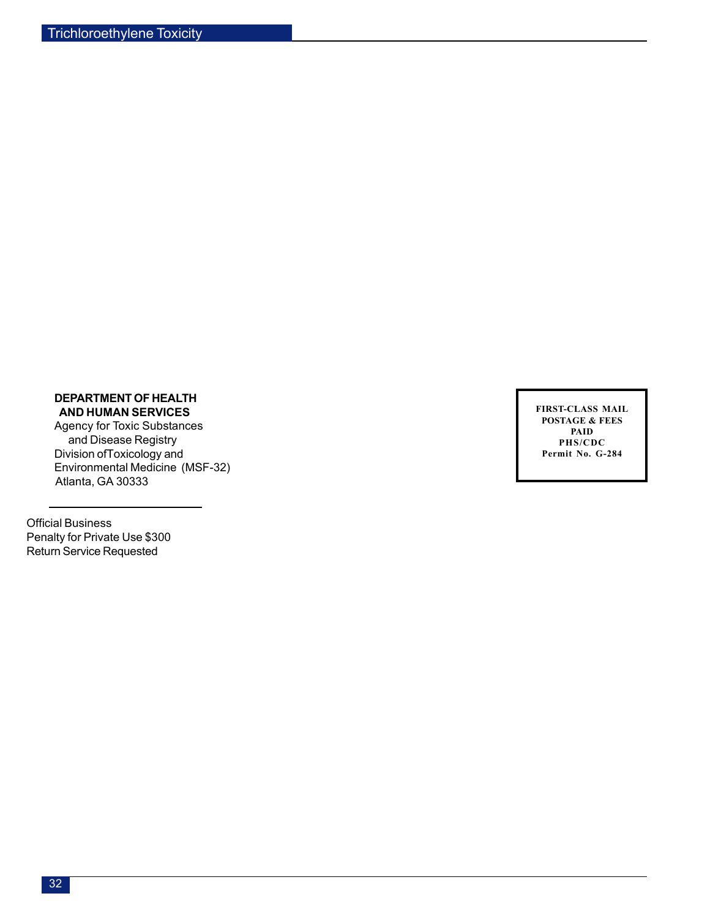**DEPARTMENT OF HEALTH AND HUMAN SERVICES**
Agency for Toxic Substances and Disease Registry
Division ofToxicology and Environmental Medicine (MSF-32)
Atlanta, GA 30333

Official Business
Penalty for Private Use $300
Return Service Requested

**FIRST-CLASS MAIL**
**POSTAGE & FEES PAID**
**PHS/CDC**
**Permit No. G-284**